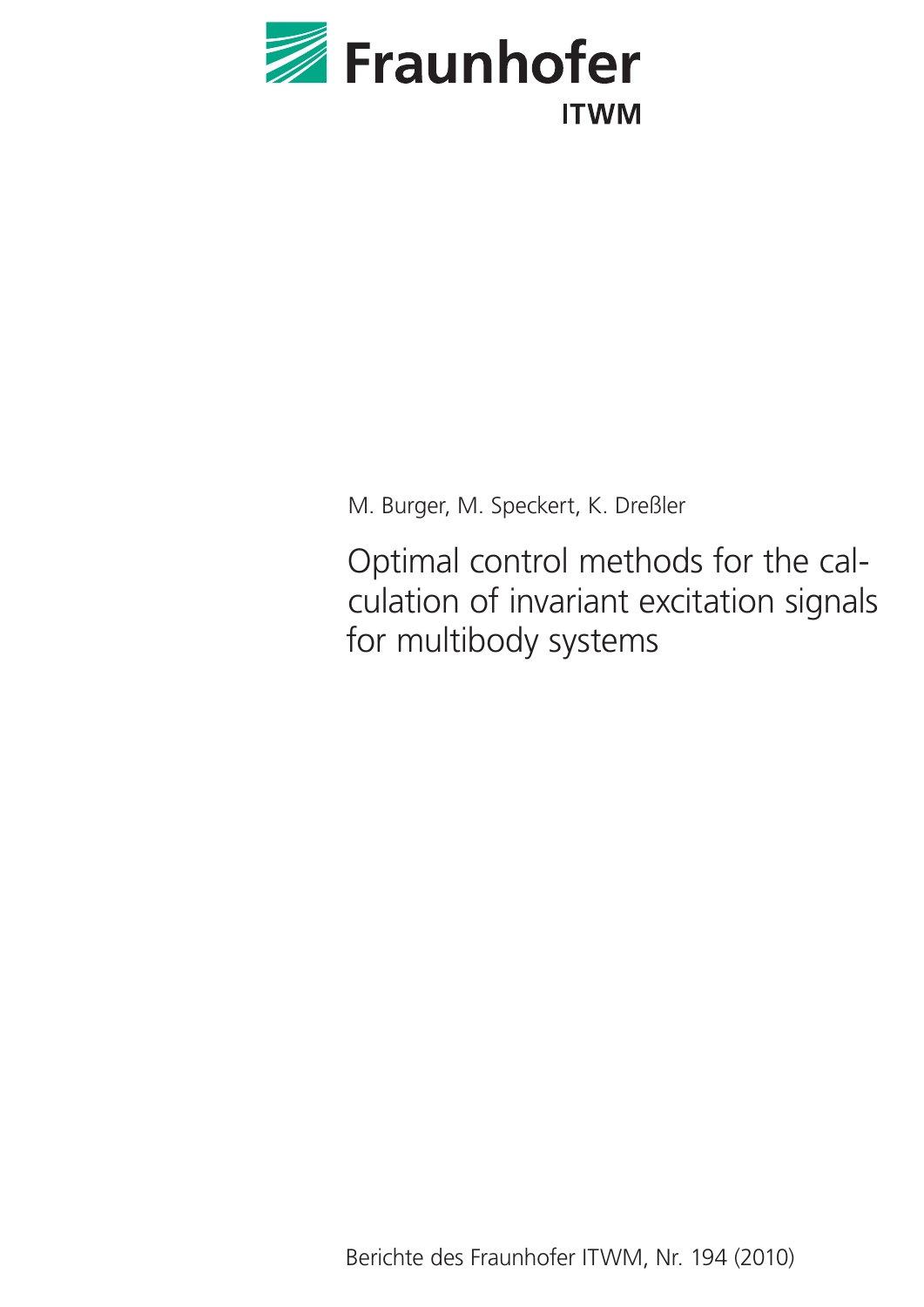Fraunhofer ITWM

M. Burger, M. Speckert, K. Dreßler

# Optimal control methods for the calculation of invariant excitation signals for multibody systems

Berichte des Fraunhofer ITWM, Nr. 194 (2010)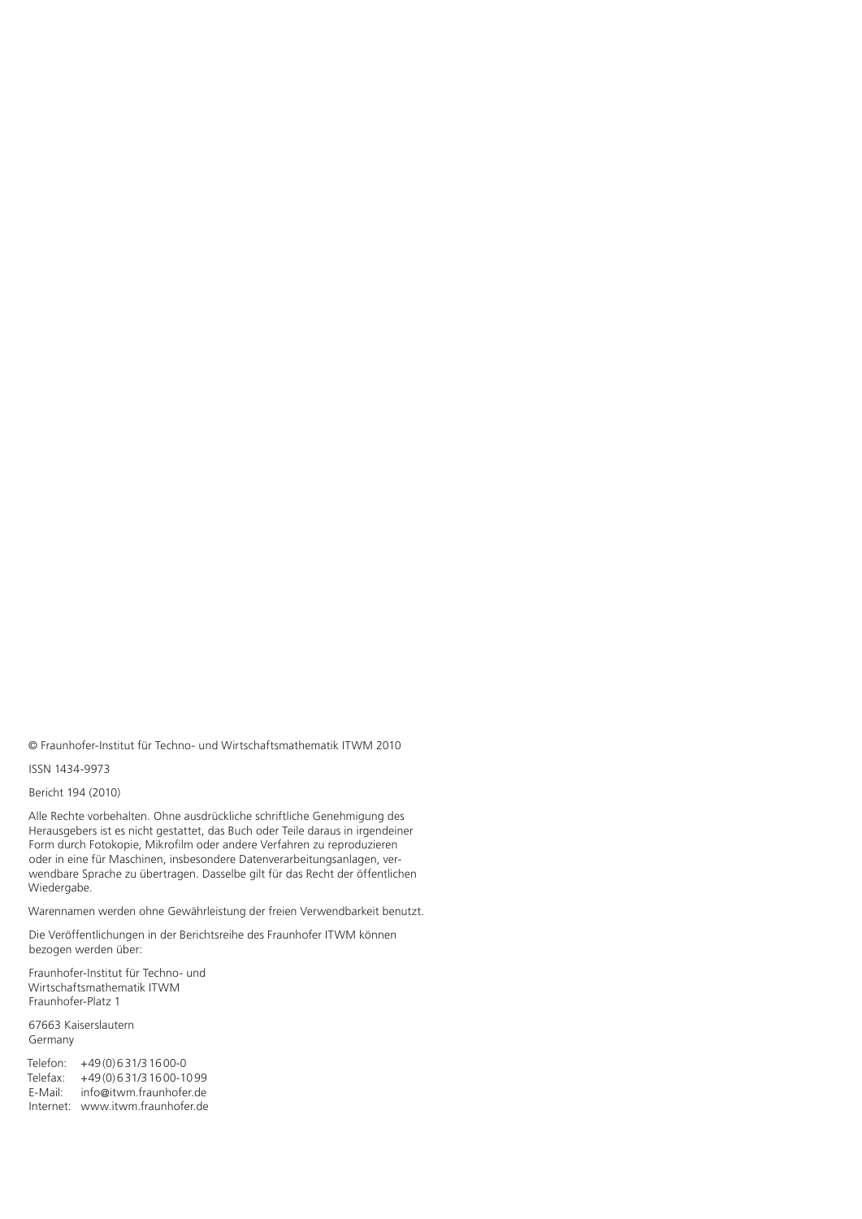© Fraunhofer-Institut für Techno- und Wirtschaftsmathematik ITWM 2010

ISSN 1434-9973

Bericht 194 (2010)

Alle Rechte vorbehalten. Ohne ausdrückliche schriftliche Genehmigung des Herausgebers ist es nicht gestattet, das Buch oder Teile daraus in irgendeiner Form durch Fotokopie, Mikrofilm oder andere Verfahren zu reproduzieren oder in eine für Maschinen, insbesondere Datenverarbeitungsanlagen, verwendbare Sprache zu übertragen. Dasselbe gilt für das Recht der öffentlichen Wiedergabe.

Warennamen werden ohne Gewährleistung der freien Verwendbarkeit benutzt.

Die Veröffentlichungen in der Berichtsreihe des Fraunhofer ITWM können bezogen werden über:

Fraunhofer-Institut für Techno- und
Wirtschaftsmathematik ITWM
Fraunhofer-Platz 1

67663 Kaiserslautern
Germany

Telefon: +49(0)631/31600-0
Telefax: +49(0)631/31600-1099
E-Mail: info@itwm.fraunhofer.de
Internet: www.itwm.fraunhofer.de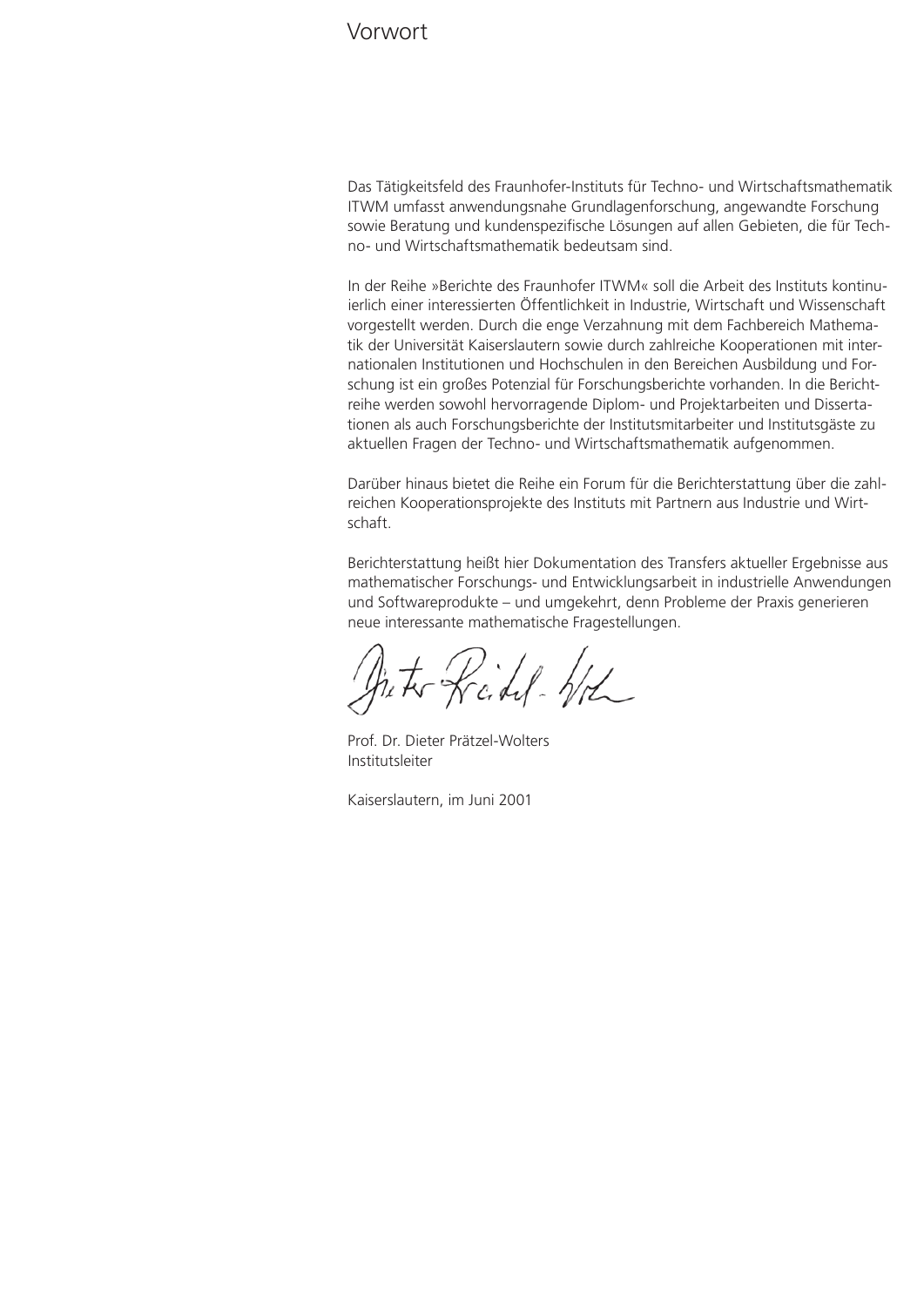# Vorwort

Das Tätigkeitsfeld des Fraunhofer-Instituts für Techno- und Wirtschaftsmathematik ITWM umfasst anwendungsnahe Grundlagenforschung, angewandte Forschung sowie Beratung und kundenspezifische Lösungen auf allen Gebieten, die für Techno- und Wirtschaftsmathematik bedeutsam sind.

In der Reihe »Berichte des Fraunhofer ITWM« soll die Arbeit des Instituts kontinuierlich einer interessierten Öffentlichkeit in Industrie, Wirtschaft und Wissenschaft vorgestellt werden. Durch die enge Verzahnung mit dem Fachbereich Mathematik der Universität Kaiserslautern sowie durch zahlreiche Kooperationen mit internationalen Institutionen und Hochschulen in den Bereichen Ausbildung und Forschung ist ein großes Potenzial für Forschungsberichte vorhanden. In die Berichtreihe werden sowohl hervorragende Diplom- und Projektarbeiten und Dissertationen als auch Forschungsberichte der Institutsmitarbeiter und Institutsgäste zu aktuellen Fragen der Techno- und Wirtschaftsmathematik aufgenommen.

Darüber hinaus bietet die Reihe ein Forum für die Berichterstattung über die zahlreichen Kooperationsprojekte des Instituts mit Partnern aus Industrie und Wirtschaft.

Berichterstattung heißt hier Dokumentation des Transfers aktueller Ergebnisse aus mathematischer Forschungs- und Entwicklungsarbeit in industrielle Anwendungen und Softwareprodukte – und umgekehrt, denn Probleme der Praxis generieren neue interessante mathematische Fragestellungen.

Prof. Dr. Dieter Prätzel-Wolters
Institutsleiter

Kaiserslautern, im Juni 2001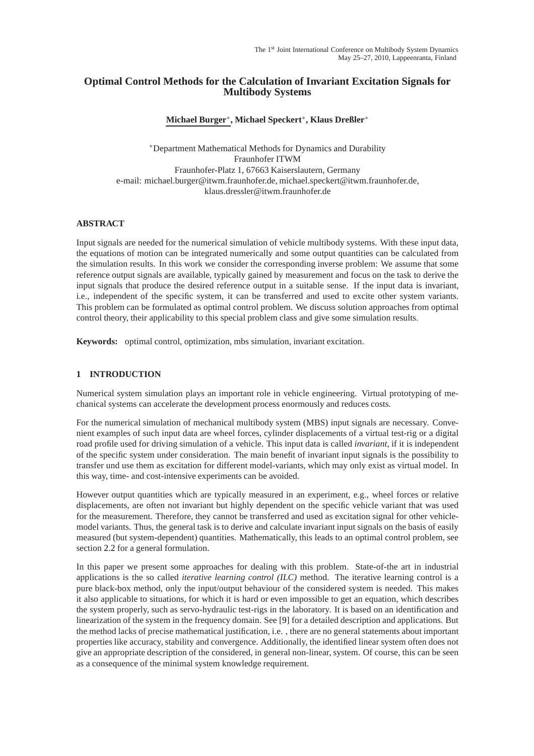# Optimal Control Methods for the Calculation of Invariant Excitation Signals for Multibody Systems

**Michael Burger***, **Michael Speckert***, **Klaus Dreßler***

*Department Mathematical Methods for Dynamics and Durability
Fraunhofer ITWM
Fraunhofer-Platz 1, 67663 Kaiserslautern, Germany
e-mail: michael.burger@itwm.fraunhofer.de, michael.speckert@itwm.fraunhofer.de,
klaus.dressler@itwm.fraunhofer.de

## ABSTRACT

Input signals are needed for the numerical simulation of vehicle multibody systems. With these input data, the equations of motion can be integrated numerically and some output quantities can be calculated from the simulation results. In this work we consider the corresponding inverse problem: We assume that some reference output signals are available, typically gained by measurement and focus on the task to derive the input signals that produce the desired reference output in a suitable sense. If the input data is invariant, i.e., independent of the specific system, it can be transferred and used to excite other system variants. This problem can be formulated as optimal control problem. We discuss solution approaches from optimal control theory, their applicability to this special problem class and give some simulation results.

**Keywords:** optimal control, optimization, mbs simulation, invariant excitation.

## 1 INTRODUCTION

Numerical system simulation plays an important role in vehicle engineering. Virtual prototyping of mechanical systems can accelerate the development process enormously and reduces costs.

For the numerical simulation of mechanical multibody system (MBS) input signals are necessary. Convenient examples of such input data are wheel forces, cylinder displacements of a virtual test-rig or a digital road profile used for driving simulation of a vehicle. This input data is called *invariant*, if it is independent of the specific system under consideration. The main benefit of invariant input signals is the possibility to transfer und use them as excitation for different model-variants, which may only exist as virtual model. In this way, time- and cost-intensive experiments can be avoided.

However output quantities which are typically measured in an experiment, e.g., wheel forces or relative displacements, are often not invariant but highly dependent on the specific vehicle variant that was used for the measurement. Therefore, they cannot be transferred and used as excitation signal for other vehicle-model variants. Thus, the general task is to derive and calculate invariant input signals on the basis of easily measured (but system-dependent) quantities. Mathematically, this leads to an optimal control problem, see section 2.2 for a general formulation.

In this paper we present some approaches for dealing with this problem. State-of-the art in industrial applications is the so called *iterative learning control (ILC)* method. The iterative learning control is a pure black-box method, only the input/output behaviour of the considered system is needed. This makes it also applicable to situations, for which it is hard or even impossible to get an equation, which describes the system properly, such as servo-hydraulic test-rigs in the laboratory. It is based on an identification and linearization of the system in the frequency domain. See [9] for a detailed description and applications. But the method lacks of precise mathematical justification, i.e. , there are no general statements about important properties like accuracy, stability and convergence. Additionally, the identified linear system often does not give an appropriate description of the considered, in general non-linear, system. Of course, this can be seen as a consequence of the minimal system knowledge requirement.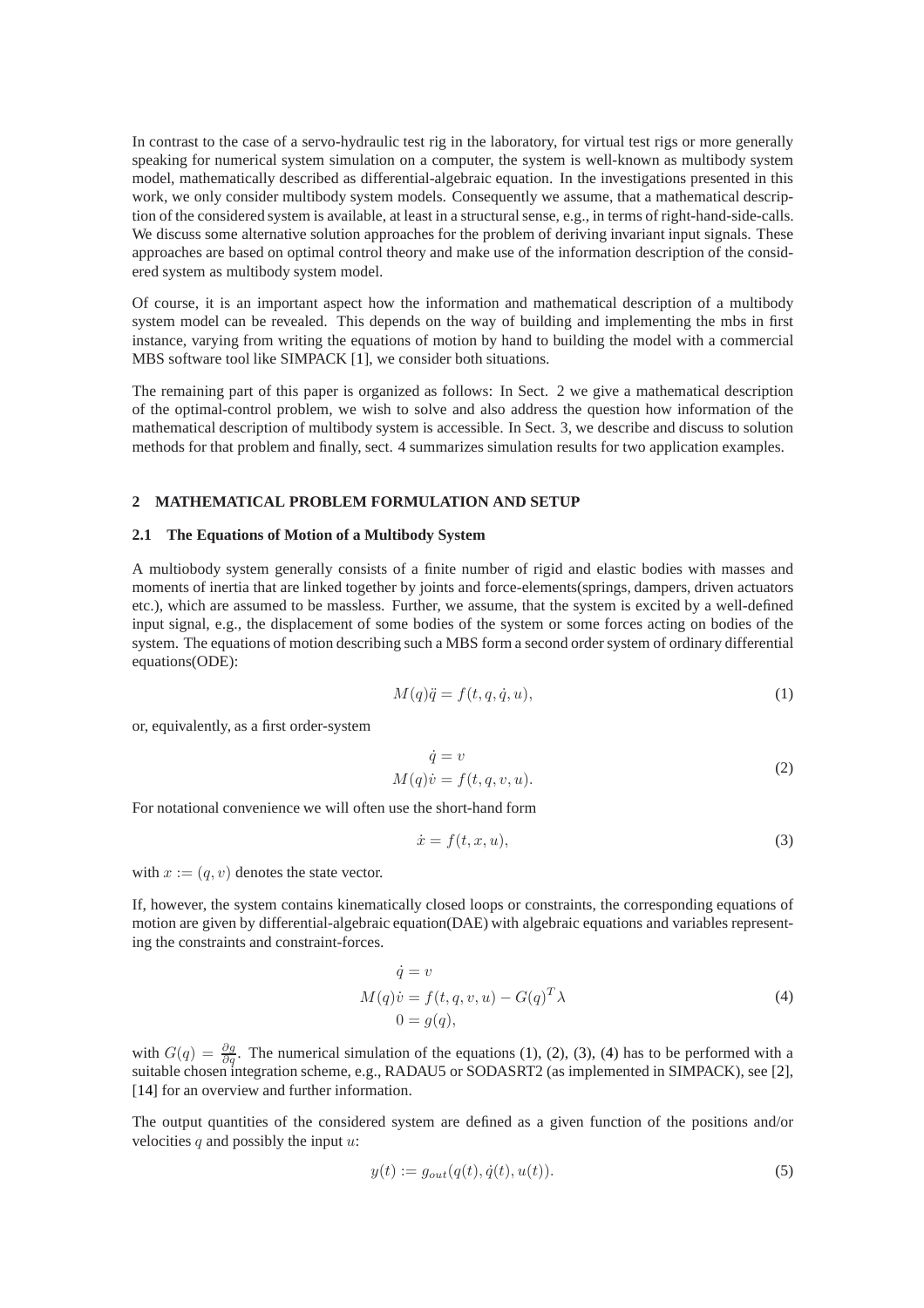In contrast to the case of a servo-hydraulic test rig in the laboratory, for virtual test rigs or more generally speaking for numerical system simulation on a computer, the system is well-known as multibody system model, mathematically described as differential-algebraic equation. In the investigations presented in this work, we only consider multibody system models. Consequently we assume, that a mathematical description of the considered system is available, at least in a structural sense, e.g., in terms of right-hand-side-calls. We discuss some alternative solution approaches for the problem of deriving invariant input signals. These approaches are based on optimal control theory and make use of the information description of the considered system as multibody system model.

Of course, it is an important aspect how the information and mathematical description of a multibody system model can be revealed. This depends on the way of building and implementing the mbs in first instance, varying from writing the equations of motion by hand to building the model with a commercial MBS software tool like SIMPACK [1], we consider both situations.

The remaining part of this paper is organized as follows: In Sect. 2 we give a mathematical description of the optimal-control problem, we wish to solve and also address the question how information of the mathematical description of multibody system is accessible. In Sect. 3, we describe and discuss to solution methods for that problem and finally, sect. 4 summarizes simulation results for two application examples.

## 2 MATHEMATICAL PROBLEM FORMULATION AND SETUP

### 2.1 The Equations of Motion of a Multibody System

A multiobody system generally consists of a finite number of rigid and elastic bodies with masses and moments of inertia that are linked together by joints and force-elements(springs, dampers, driven actuators etc.), which are assumed to be massless. Further, we assume, that the system is excited by a well-defined input signal, e.g., the displacement of some bodies of the system or some forces acting on bodies of the system. The equations of motion describing such a MBS form a second order system of ordinary differential equations(ODE):

$$M(q)\ddot{q} = f(t, q, \dot{q}, u), \tag{1}$$

or, equivalently, as a first order-system

$$\begin{aligned} \dot{q} &= v \\ M(q)\dot{v} &= f(t, q, v, u). \end{aligned} \tag{2}$$

For notational convenience we will often use the short-hand form

$$\dot{x} = f(t, x, u), \tag{3}$$

with $x := (q, v)$ denotes the state vector.

If, however, the system contains kinematically closed loops or constraints, the corresponding equations of motion are given by differential-algebraic equation(DAE) with algebraic equations and variables representing the constraints and constraint-forces.

$$\begin{aligned} \dot{q} &= v \\ M(q)\dot{v} &= f(t, q, v, u) - G(q)^T\lambda \\ 0 &= g(q), \end{aligned} \tag{4}$$

with $G(q) = \frac{\partial g}{\partial q}$. The numerical simulation of the equations (1), (2), (3), (4) has to be performed with a suitable chosen integration scheme, e.g., RADAU5 or SODASRT2 (as implemented in SIMPACK), see [2], [14] for an overview and further information.

The output quantities of the considered system are defined as a given function of the positions and/or velocities $q$ and possibly the input $u$:

$$y(t) := g_{out}(q(t), \dot{q}(t), u(t)). \tag{5}$$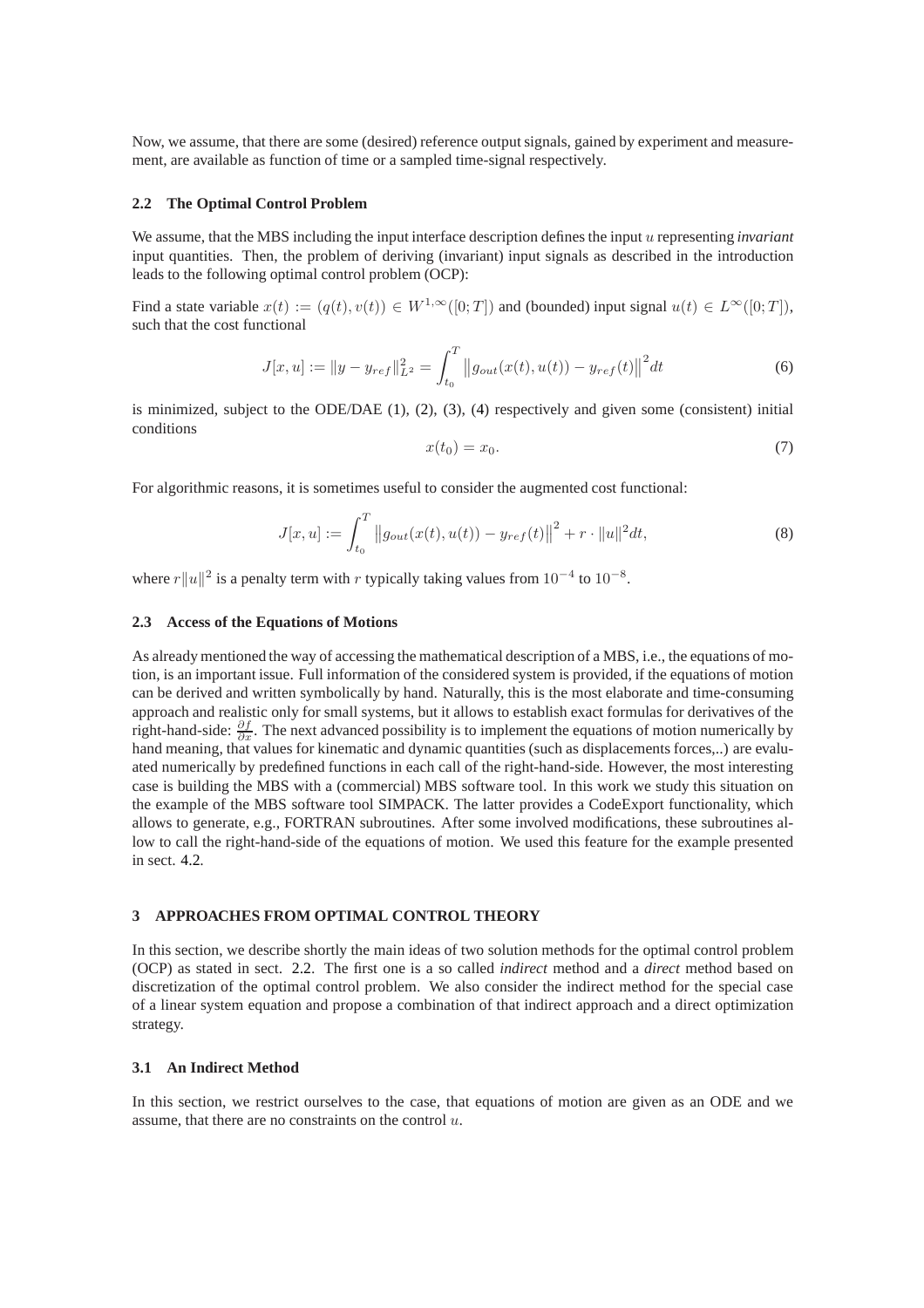Now, we assume, that there are some (desired) reference output signals, gained by experiment and measurement, are available as function of time or a sampled time-signal respectively.

### 2.2 The Optimal Control Problem

We assume, that the MBS including the input interface description defines the input $u$ representing *invariant* input quantities. Then, the problem of deriving (invariant) input signals as described in the introduction leads to the following optimal control problem (OCP):

Find a state variable $x(t) := (q(t), v(t)) \in W^{1,\infty}([0;T])$ and (bounded) input signal $u(t) \in L^{\infty}([0;T])$, such that the cost functional

$$J[x,u] := \|y - y_{ref}\|_{L^2}^2 = \int_{t_0}^{T} \left\| g_{out}(x(t), u(t)) - y_{ref}(t) \right\|^2 dt \tag{6}$$

is minimized, subject to the ODE/DAE (1), (2), (3), (4) respectively and given some (consistent) initial conditions

$$x(t_0) = x_0. \tag{7}$$

For algorithmic reasons, it is sometimes useful to consider the augmented cost functional:

$$J[x,u] := \int_{t_0}^{T} \left\| g_{out}(x(t), u(t)) - y_{ref}(t) \right\|^2 + r \cdot \|u\|^2 dt, \tag{8}$$

where $r\|u\|^2$ is a penalty term with $r$ typically taking values from $10^{-4}$ to $10^{-8}$.

### 2.3 Access of the Equations of Motions

As already mentioned the way of accessing the mathematical description of a MBS, i.e., the equations of motion, is an important issue. Full information of the considered system is provided, if the equations of motion can be derived and written symbolically by hand. Naturally, this is the most elaborate and time-consuming approach and realistic only for small systems, but it allows to establish exact formulas for derivatives of the right-hand-side: $\frac{\partial f}{\partial x}$. The next advanced possibility is to implement the equations of motion numerically by hand meaning, that values for kinematic and dynamic quantities (such as displacements forces,..) are evaluated numerically by predefined functions in each call of the right-hand-side. However, the most interesting case is building the MBS with a (commercial) MBS software tool. In this work we study this situation on the example of the MBS software tool SIMPACK. The latter provides a CodeExport functionality, which allows to generate, e.g., FORTRAN subroutines. After some involved modifications, these subroutines allow to call the right-hand-side of the equations of motion. We used this feature for the example presented in sect. 4.2.

## 3 APPROACHES FROM OPTIMAL CONTROL THEORY

In this section, we describe shortly the main ideas of two solution methods for the optimal control problem (OCP) as stated in sect. 2.2. The first one is a so called *indirect* method and a *direct* method based on discretization of the optimal control problem. We also consider the indirect method for the special case of a linear system equation and propose a combination of that indirect approach and a direct optimization strategy.

### 3.1 An Indirect Method

In this section, we restrict ourselves to the case, that equations of motion are given as an ODE and we assume, that there are no constraints on the control $u$.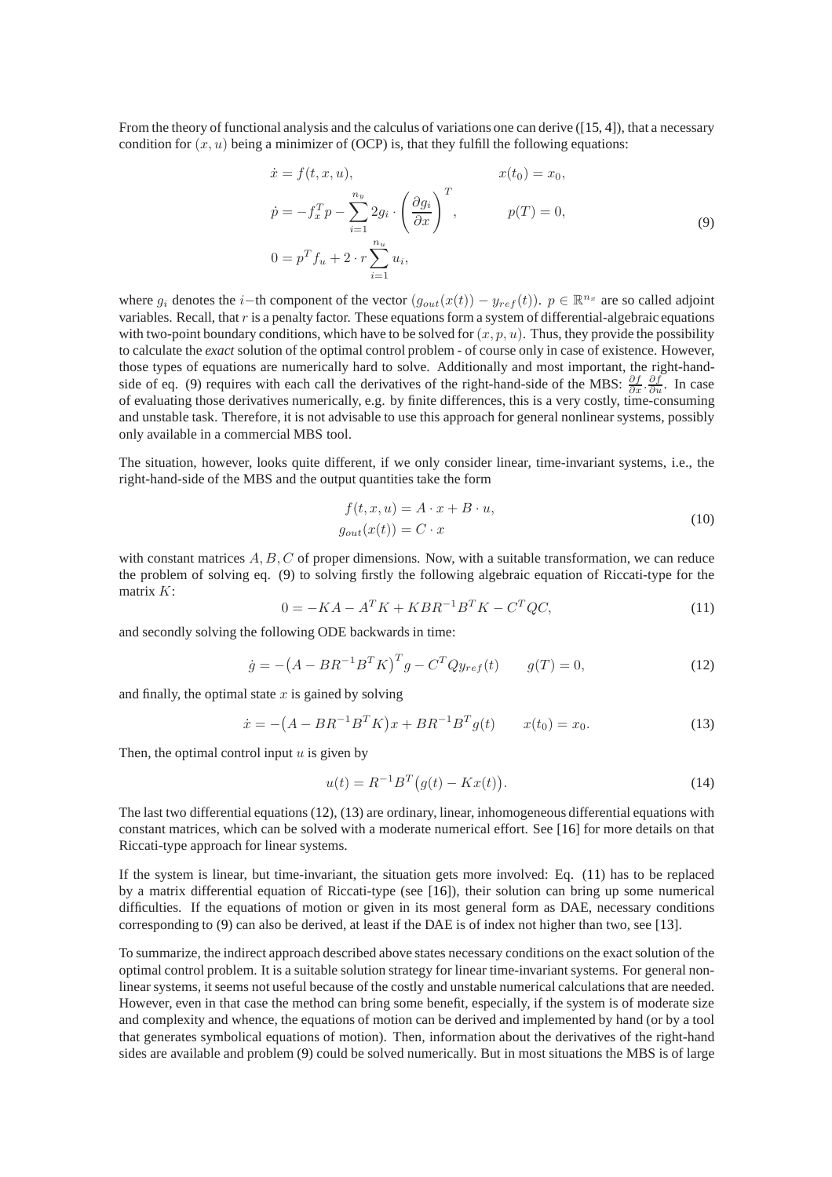From the theory of functional analysis and the calculus of variations one can derive ([15, 4]), that a necessary condition for $(x, u)$ being a minimizer of (OCP) is, that they fulfill the following equations:

$$
\begin{aligned}
\dot{x} &= f(t, x, u), & x(t_0) &= x_0, \\
\dot{p} &= -f_x^T p - \sum_{i=1}^{n_y} 2g_i \cdot \left(\frac{\partial g_i}{\partial x}\right)^T, & p(T) &= 0, \\
0 &= p^T f_u + 2 \cdot r \sum_{i=1}^{n_u} u_i,
\end{aligned}
\tag{9}
$$

where $g_i$ denotes the $i-$th component of the vector $(g_{out}(x(t)) - y_{ref}(t))$. $p \in \mathbb{R}^{n_x}$ are so called adjoint variables. Recall, that $r$ is a penalty factor. These equations form a system of differential-algebraic equations with two-point boundary conditions, which have to be solved for $(x, p, u)$. Thus, they provide the possibility to calculate the *exact* solution of the optimal control problem - of course only in case of existence. However, those types of equations are numerically hard to solve. Additionally and most important, the right-hand-side of eq. (9) requires with each call the derivatives of the right-hand-side of the MBS: $\frac{\partial f}{\partial x} \cdot \frac{\partial f}{\partial u}$. In case of evaluating those derivatives numerically, e.g. by finite differences, this is a very costly, time-consuming and unstable task. Therefore, it is not advisable to use this approach for general nonlinear systems, possibly only available in a commercial MBS tool.

The situation, however, looks quite different, if we only consider linear, time-invariant systems, i.e., the right-hand-side of the MBS and the output quantities take the form

$$
\begin{aligned}
f(t, x, u) &= A \cdot x + B \cdot u, \\
g_{out}(x(t)) &= C \cdot x
\end{aligned}
\tag{10}
$$

with constant matrices $A, B, C$ of proper dimensions. Now, with a suitable transformation, we can reduce the problem of solving eq. (9) to solving firstly the following algebraic equation of Riccati-type for the matrix $K$:

$$
0 = -KA - A^T K + KBR^{-1}B^T K - C^T QC,
\tag{11}
$$

and secondly solving the following ODE backwards in time:

$$
\dot{g} = -\left(A - BR^{-1}B^T K\right)^T g - C^T Q y_{ref}(t) \qquad g(T) = 0,
\tag{12}
$$

and finally, the optimal state $x$ is gained by solving

$$
\dot{x} = -\left(A - BR^{-1}B^T K\right)x + BR^{-1}B^T g(t) \qquad x(t_0) = x_0.
\tag{13}
$$

Then, the optimal control input $u$ is given by

$$
u(t) = R^{-1}B^T\left(g(t) - Kx(t)\right).
\tag{14}
$$

The last two differential equations (12), (13) are ordinary, linear, inhomogeneous differential equations with constant matrices, which can be solved with a moderate numerical effort. See [16] for more details on that Riccati-type approach for linear systems.

If the system is linear, but time-invariant, the situation gets more involved: Eq. (11) has to be replaced by a matrix differential equation of Riccati-type (see [16]), their solution can bring up some numerical difficulties. If the equations of motion or given in its most general form as DAE, necessary conditions corresponding to (9) can also be derived, at least if the DAE is of index not higher than two, see [13].

To summarize, the indirect approach described above states necessary conditions on the exact solution of the optimal control problem. It is a suitable solution strategy for linear time-invariant systems. For general nonlinear systems, it seems not useful because of the costly and unstable numerical calculations that are needed. However, even in that case the method can bring some benefit, especially, if the system is of moderate size and complexity and whence, the equations of motion can be derived and implemented by hand (or by a tool that generates symbolical equations of motion). Then, information about the derivatives of the right-hand sides are available and problem (9) could be solved numerically. But in most situations the MBS is of large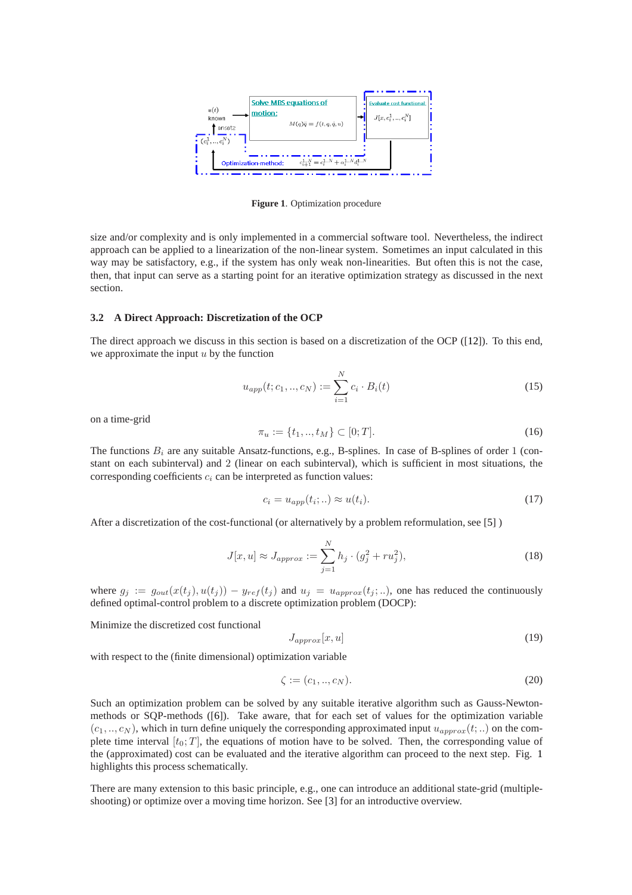**Figure 1**. Optimization procedure

size and/or complexity and is only implemented in a commercial software tool. Nevertheless, the indirect approach can be applied to a linearization of the non-linear system. Sometimes an input calculated in this way may be satisfactory, e.g., if the system has only weak non-linearities. But often this is not the case, then, that input can serve as a starting point for an iterative optimization strategy as discussed in the next section.

### 3.2 A Direct Approach: Discretization of the OCP

The direct approach we discuss in this section is based on a discretization of the OCP ([12]). To this end, we approximate the input $u$ by the function

$$u_{app}(t; c_1, .., c_N) := \sum_{i=1}^{N} c_i \cdot B_i(t) \tag{15}$$

on a time-grid

$$\pi_u := \{t_1, .., t_M\} \subset [0; T]. \tag{16}$$

The functions $B_i$ are any suitable Ansatz-functions, e.g., B-splines. In case of B-splines of order 1 (constant on each subinterval) and 2 (linear on each subinterval), which is sufficient in most situations, the corresponding coefficients $c_i$ can be interpreted as function values:

$$c_i = u_{app}(t_i; ..) \approx u(t_i). \tag{17}$$

After a discretization of the cost-functional (or alternatively by a problem reformulation, see [5] )

$$J[x, u] \approx J_{approx} := \sum_{j=1}^{N} h_j \cdot (g_j^2 + r u_j^2), \tag{18}$$

where $g_j := g_{out}(x(t_j), u(t_j)) - y_{ref}(t_j)$ and $u_j = u_{approx}(t_j; ..)$, one has reduced the continuously defined optimal-control problem to a discrete optimization problem (DOCP):

Minimize the discretized cost functional

$$J_{approx}[x, u] \tag{19}$$

with respect to the (finite dimensional) optimization variable

$$\zeta := (c_1, .., c_N). \tag{20}$$

Such an optimization problem can be solved by any suitable iterative algorithm such as Gauss-Newton-methods or SQP-methods ([6]). Take aware, that for each set of values for the optimization variable $(c_1, .., c_N)$, which in turn define uniquely the corresponding approximated input $u_{approx}(t; ..)$ on the complete time interval $[t_0; T]$, the equations of motion have to be solved. Then, the corresponding value of the (approximated) cost can be evaluated and the iterative algorithm can proceed to the next step. Fig. 1 highlights this process schematically.

There are many extension to this basic principle, e.g., one can introduce an additional state-grid (multiple-shooting) or optimize over a moving time horizon. See [3] for an introductive overview.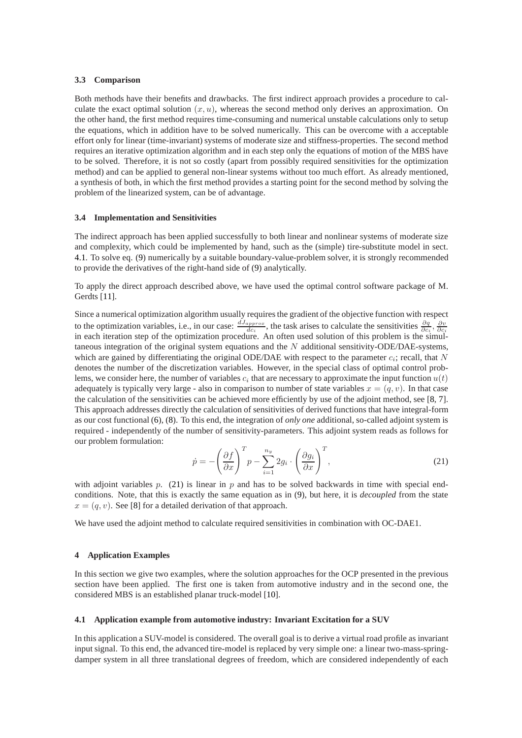### 3.3 Comparison

Both methods have their benefits and drawbacks. The first indirect approach provides a procedure to calculate the exact optimal solution $(x, u)$, whereas the second method only derives an approximation. On the other hand, the first method requires time-consuming and numerical unstable calculations only to setup the equations, which in addition have to be solved numerically. This can be overcome with a acceptable effort only for linear (time-invariant) systems of moderate size and stiffness-properties. The second method requires an iterative optimization algorithm and in each step only the equations of motion of the MBS have to be solved. Therefore, it is not so costly (apart from possibly required sensitivities for the optimization method) and can be applied to general non-linear systems without too much effort. As already mentioned, a synthesis of both, in which the first method provides a starting point for the second method by solving the problem of the linearized system, can be of advantage.

### 3.4 Implementation and Sensitivities

The indirect approach has been applied successfully to both linear and nonlinear systems of moderate size and complexity, which could be implemented by hand, such as the (simple) tire-substitute model in sect. 4.1. To solve eq. (9) numerically by a suitable boundary-value-problem solver, it is strongly recommended to provide the derivatives of the right-hand side of (9) analytically.

To apply the direct approach described above, we have used the optimal control software package of M. Gerdts [11].

Since a numerical optimization algorithm usually requires the gradient of the objective function with respect to the optimization variables, i.e., in our case: $\frac{dJ_{approx}}{dc_i}$, the task arises to calculate the sensitivities $\frac{\partial q}{\partial c_i}, \frac{\partial v}{\partial c_i}$ in each iteration step of the optimization procedure. An often used solution of this problem is the simultaneous integration of the original system equations and the $N$ additional sensitivity-ODE/DAE-systems, which are gained by differentiating the original ODE/DAE with respect to the parameter $c_i$; recall, that $N$ denotes the number of the discretization variables. However, in the special class of optimal control problems, we consider here, the number of variables $c_i$ that are necessary to approximate the input function $u(t)$ adequately is typically very large - also in comparison to number of state variables $x = (q, v)$. In that case the calculation of the sensitivities can be achieved more efficiently by use of the adjoint method, see [8, 7]. This approach addresses directly the calculation of sensitivities of derived functions that have integral-form as our cost functional (6), (8). To this end, the integration of *only one* additional, so-called adjoint system is required - independently of the number of sensitivity-parameters. This adjoint system reads as follows for our problem formulation:

$$\dot{p} = -\left(\frac{\partial f}{\partial x}\right)^T p - \sum_{i=1}^{n_y} 2g_i \cdot \left(\frac{\partial g_i}{\partial x}\right)^T, \tag{21}$$

with adjoint variables $p$. (21) is linear in $p$ and has to be solved backwards in time with special end-conditions. Note, that this is exactly the same equation as in (9), but here, it is *decoupled* from the state $x = (q, v)$. See [8] for a detailed derivation of that approach.

We have used the adjoint method to calculate required sensitivities in combination with OC-DAE1.

## 4 Application Examples

In this section we give two examples, where the solution approaches for the OCP presented in the previous section have been applied. The first one is taken from automotive industry and in the second one, the considered MBS is an established planar truck-model [10].

### 4.1 Application example from automotive industry: Invariant Excitation for a SUV

In this application a SUV-model is considered. The overall goal is to derive a virtual road profile as invariant input signal. To this end, the advanced tire-model is replaced by very simple one: a linear two-mass-spring-damper system in all three translational degrees of freedom, which are considered independently of each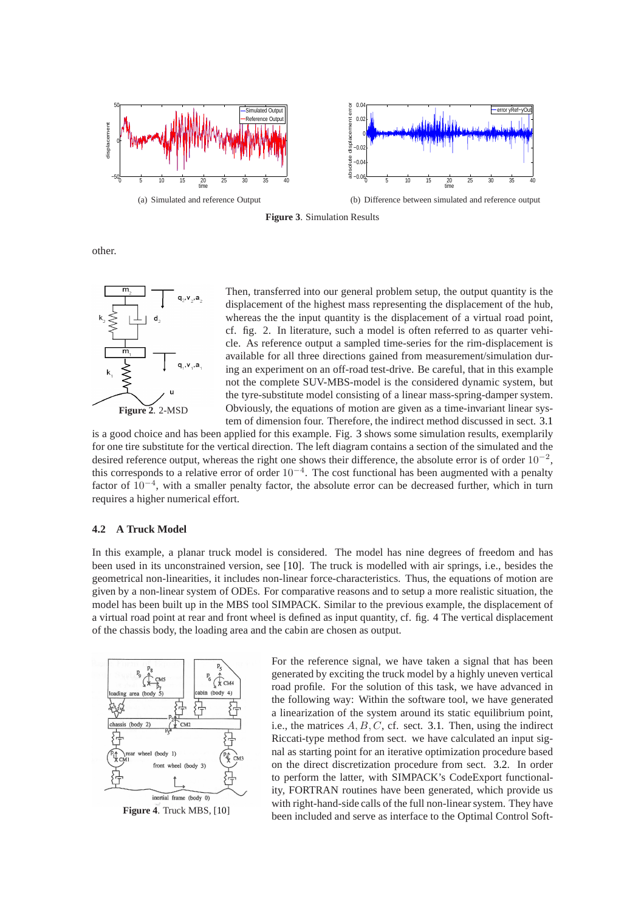(a) Simulated and reference Output

(b) Difference between simulated and reference output

**Figure 3**. Simulation Results

other.

**Figure 2**. 2-MSD

Then, transferred into our general problem setup, the output quantity is the displacement of the highest mass representing the displacement of the hub, whereas the the input quantity is the displacement of a virtual road point, cf. fig. 2. In literature, such a model is often referred to as quarter vehicle. As reference output a sampled time-series for the rim-displacement is available for all three directions gained from measurement/simulation during an experiment on an off-road test-drive. Be careful, that in this example not the complete SUV-MBS-model is the considered dynamic system, but the tyre-substitute model consisting of a linear mass-spring-damper system. Obviously, the equations of motion are given as a time-invariant linear system of dimension four. Therefore, the indirect method discussed in sect. 3.1 is a good choice and has been applied for this example. Fig. 3 shows some simulation results, exemplarily for one tire substitute for the vertical direction. The left diagram contains a section of the simulated and the desired reference output, whereas the right one shows their difference, the absolute error is of order $10^{-2}$, this corresponds to a relative error of order $10^{-4}$. The cost functional has been augmented with a penalty factor of $10^{-4}$, with a smaller penalty factor, the absolute error can be decreased further, which in turn requires a higher numerical effort.

### 4.2 A Truck Model

In this example, a planar truck model is considered. The model has nine degrees of freedom and has been used in its unconstrained version, see [10]. The truck is modelled with air springs, i.e., besides the geometrical non-linearities, it includes non-linear force-characteristics. Thus, the equations of motion are given by a non-linear system of ODEs. For comparative reasons and to setup a more realistic situation, the model has been built up in the MBS tool SIMPACK. Similar to the previous example, the displacement of a virtual road point at rear and front wheel is defined as input quantity, cf. fig. 4 The vertical displacement of the chassis body, the loading area and the cabin are chosen as output.

**Figure 4**. Truck MBS, [10]

For the reference signal, we have taken a signal that has been generated by exciting the truck model by a highly uneven vertical road profile. For the solution of this task, we have advanced in the following way: Within the software tool, we have generated a linearization of the system around its static equilibrium point, i.e., the matrices $A, B, C$, cf. sect. 3.1. Then, using the indirect Riccati-type method from sect. we have calculated an input signal as starting point for an iterative optimization procedure based on the direct discretization procedure from sect. 3.2. In order to perform the latter, with SIMPACK's CodeExport functionality, FORTRAN routines have been generated, which provide us with right-hand-side calls of the full non-linear system. They have been included and serve as interface to the Optimal Control Soft-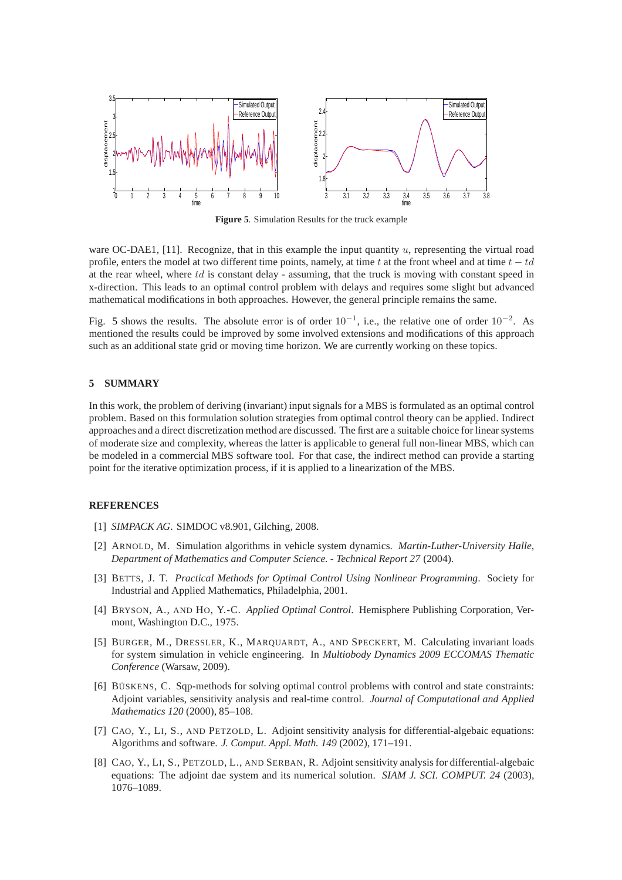**Figure 5**. Simulation Results for the truck example

ware OC-DAE1, [11]. Recognize, that in this example the input quantity $u$, representing the virtual road profile, enters the model at two different time points, namely, at time $t$ at the front wheel and at time $t - td$ at the rear wheel, where $td$ is constant delay - assuming, that the truck is moving with constant speed in x-direction. This leads to an optimal control problem with delays and requires some slight but advanced mathematical modifications in both approaches. However, the general principle remains the same.

Fig. 5 shows the results. The absolute error is of order $10^{-1}$, i.e., the relative one of order $10^{-2}$. As mentioned the results could be improved by some involved extensions and modifications of this approach such as an additional state grid or moving time horizon. We are currently working on these topics.

## 5 SUMMARY

In this work, the problem of deriving (invariant) input signals for a MBS is formulated as an optimal control problem. Based on this formulation solution strategies from optimal control theory can be applied. Indirect approaches and a direct discretization method are discussed. The first are a suitable choice for linear systems of moderate size and complexity, whereas the latter is applicable to general full non-linear MBS, which can be modeled in a commercial MBS software tool. For that case, the indirect method can provide a starting point for the iterative optimization process, if it is applied to a linearization of the MBS.

## REFERENCES

[1] *SIMPACK AG*. SIMDOC v8.901, Gilching, 2008.

[2] ARNOLD, M. Simulation algorithms in vehicle system dynamics. *Martin-Luther-University Halle, Department of Mathematics and Computer Science. - Technical Report 27* (2004).

[3] BETTS, J. T. *Practical Methods for Optimal Control Using Nonlinear Programming*. Society for Industrial and Applied Mathematics, Philadelphia, 2001.

[4] BRYSON, A., AND HO, Y.-C. *Applied Optimal Control*. Hemisphere Publishing Corporation, Vermont, Washington D.C., 1975.

[5] BURGER, M., DRESSLER, K., MARQUARDT, A., AND SPECKERT, M. Calculating invariant loads for system simulation in vehicle engineering. In *Multibody Dynamics 2009 ECCOMAS Thematic Conference* (Warsaw, 2009).

[6] BÜSKENS, C. Sqp-methods for solving optimal control problems with control and state constraints: Adjoint variables, sensitivity analysis and real-time control. *Journal of Computational and Applied Mathematics 120* (2000), 85–108.

[7] CAO, Y., LI, S., AND PETZOLD, L. Adjoint sensitivity analysis for differential-algebaic equations: Algorithms and software. *J. Comput. Appl. Math. 149* (2002), 171–191.

[8] CAO, Y., LI, S., PETZOLD, L., AND SERBAN, R. Adjoint sensitivity analysis for differential-algebaic equations: The adjoint dae system and its numerical solution. *SIAM J. SCI. COMPUT. 24* (2003), 1076–1089.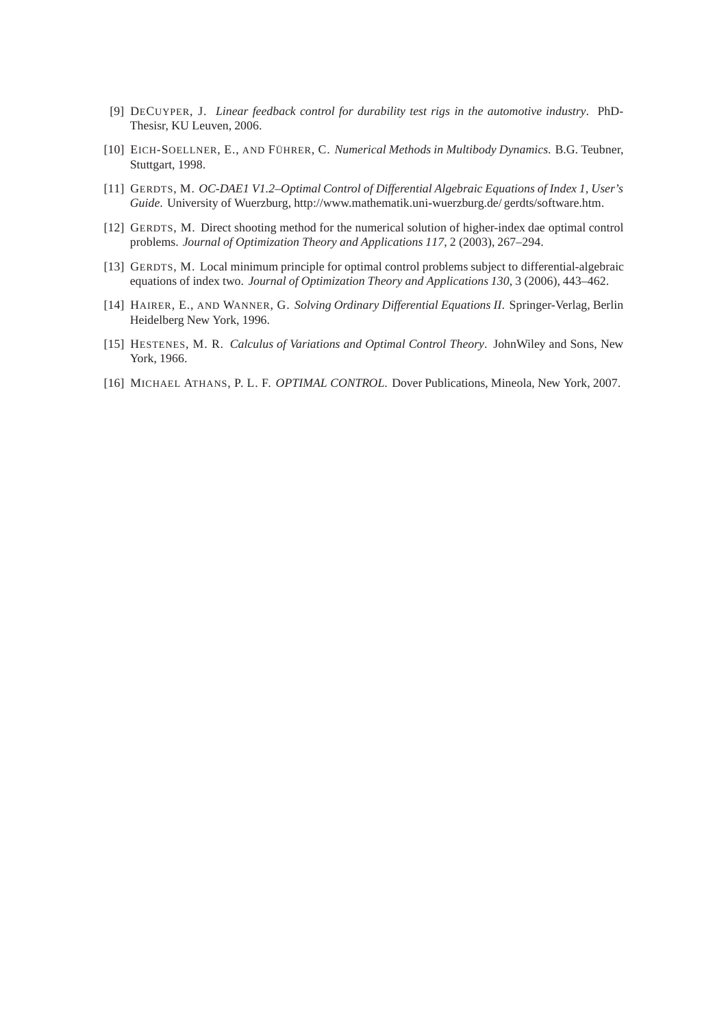[9] DeCuyper, J. *Linear feedback control for durability test rigs in the automotive industry*. PhD-Thesisr, KU Leuven, 2006.

[10] Eich-Soellner, E., and Führer, C. *Numerical Methods in Multibody Dynamics*. B.G. Teubner, Stuttgart, 1998.

[11] Gerdts, M. *OC-DAE1 V1.2–Optimal Control of Differential Algebraic Equations of Index 1, User's Guide*. University of Wuerzburg, http://www.mathematik.uni-wuerzburg.de/ gerdts/software.htm.

[12] Gerdts, M. Direct shooting method for the numerical solution of higher-index dae optimal control problems. *Journal of Optimization Theory and Applications 117*, 2 (2003), 267–294.

[13] Gerdts, M. Local minimum principle for optimal control problems subject to differential-algebraic equations of index two. *Journal of Optimization Theory and Applications 130*, 3 (2006), 443–462.

[14] Hairer, E., and Wanner, G. *Solving Ordinary Differential Equations II*. Springer-Verlag, Berlin Heidelberg New York, 1996.

[15] Hestenes, M. R. *Calculus of Variations and Optimal Control Theory*. JohnWiley and Sons, New York, 1966.

[16] Michael Athans, P. L. F. *OPTIMAL CONTROL*. Dover Publications, Mineola, New York, 2007.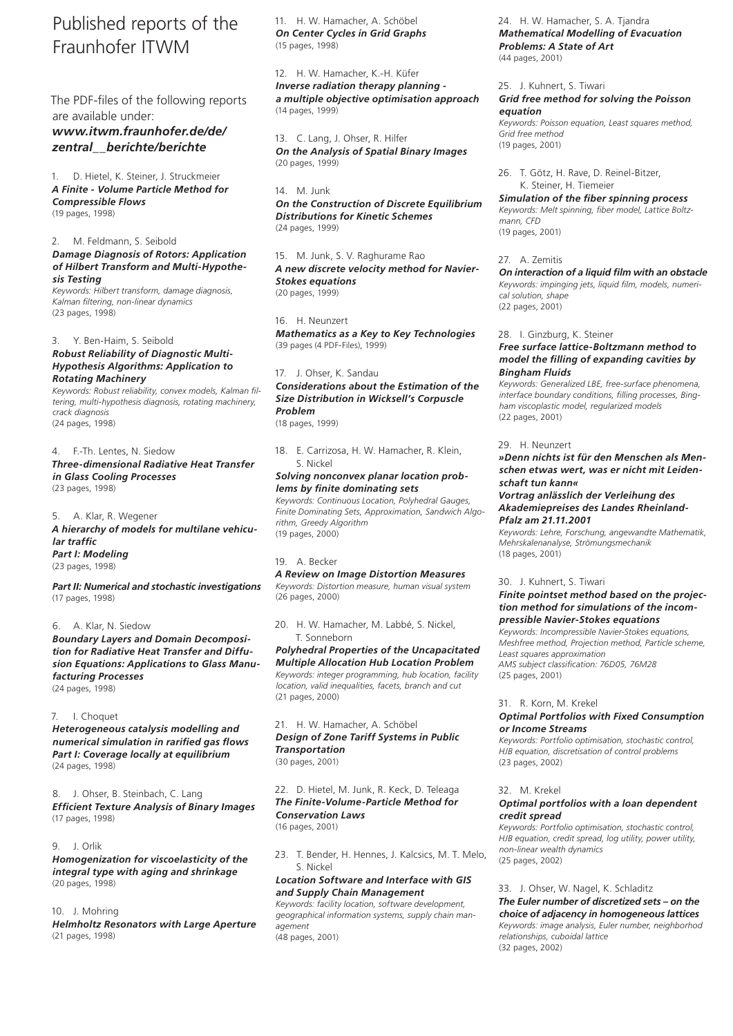# Published reports of the Fraunhofer ITWM

The PDF-files of the following reports are available under:
***www.itwm.fraunhofer.de/de/zentral__berichte/berichte***

1. D. Hietel, K. Steiner, J. Struckmeier
***A Finite - Volume Particle Method for Compressible Flows***
(19 pages, 1998)

2. M. Feldmann, S. Seibold
***Damage Diagnosis of Rotors: Application of Hilbert Transform and Multi-Hypothesis Testing***
*Keywords: Hilbert transform, damage diagnosis, Kalman filtering, non-linear dynamics*
(23 pages, 1998)

3. Y. Ben-Haim, S. Seibold
***Robust Reliability of Diagnostic Multi-Hypothesis Algorithms: Application to Rotating Machinery***
*Keywords: Robust reliability, convex models, Kalman filtering, multi-hypothesis diagnosis, rotating machinery, crack diagnosis*
(24 pages, 1998)

4. F.-Th. Lentes, N. Siedow
***Three-dimensional Radiative Heat Transfer in Glass Cooling Processes***
(23 pages, 1998)

5. A. Klar, R. Wegener
***A hierarchy of models for multilane vehicular traffic***
***Part I: Modeling***
(23 pages, 1998)

***Part II: Numerical and stochastic investigations***
(17 pages, 1998)

6. A. Klar, N. Siedow
***Boundary Layers and Domain Decomposition for Radiative Heat Transfer and Diffusion Equations: Applications to Glass Manufacturing Processes***
(24 pages, 1998)

7. I. Choquet
***Heterogeneous catalysis modelling and numerical simulation in rarified gas flows Part I: Coverage locally at equilibrium***
(24 pages, 1998)

8. J. Ohser, B. Steinbach, C. Lang
***Efficient Texture Analysis of Binary Images***
(17 pages, 1998)

9. J. Orlik
***Homogenization for viscoelasticity of the integral type with aging and shrinkage***
(20 pages, 1998)

10. J. Mohring
***Helmholtz Resonators with Large Aperture***
(21 pages, 1998)

11. H. W. Hamacher, A. Schöbel
***On Center Cycles in Grid Graphs***
(15 pages, 1998)

12. H. W. Hamacher, K.-H. Küfer
***Inverse radiation therapy planning - a multiple objective optimisation approach***
(14 pages, 1999)

13. C. Lang, J. Ohser, R. Hilfer
***On the Analysis of Spatial Binary Images***
(20 pages, 1999)

14. M. Junk
***On the Construction of Discrete Equilibrium Distributions for Kinetic Schemes***
(24 pages, 1999)

15. M. Junk, S. V. Raghurame Rao
***A new discrete velocity method for Navier-Stokes equations***
(20 pages, 1999)

16. H. Neunzert
***Mathematics as a Key to Key Technologies***
(39 pages (4 PDF-Files), 1999)

17. J. Ohser, K. Sandau
***Considerations about the Estimation of the Size Distribution in Wicksell's Corpuscle Problem***
(18 pages, 1999)

18. E. Carrizosa, H. W. Hamacher, R. Klein, S. Nickel
***Solving nonconvex planar location problems by finite dominating sets***
*Keywords: Continuous Location, Polyhedral Gauges, Finite Dominating Sets, Approximation, Sandwich Algorithm, Greedy Algorithm*
(19 pages, 2000)

19. A. Becker
***A Review on Image Distortion Measures***
*Keywords: Distortion measure, human visual system*
(26 pages, 2000)

20. H. W. Hamacher, M. Labbé, S. Nickel, T. Sonneborn
***Polyhedral Properties of the Uncapacitated Multiple Allocation Hub Location Problem***
*Keywords: integer programming, hub location, facility location, valid inequalities, facets, branch and cut*
(21 pages, 2000)

21. H. W. Hamacher, A. Schöbel
***Design of Zone Tariff Systems in Public Transportation***
(30 pages, 2001)

22. D. Hietel, M. Junk, R. Keck, D. Teleaga
***The Finite-Volume-Particle Method for Conservation Laws***
(16 pages, 2001)

23. T. Bender, H. Hennes, J. Kalcsics, M. T. Melo, S. Nickel
***Location Software and Interface with GIS and Supply Chain Management***
*Keywords: facility location, software development, geographical information systems, supply chain management*
(48 pages, 2001)

24. H. W. Hamacher, S. A. Tjandra
***Mathematical Modelling of Evacuation Problems: A State of Art***
(44 pages, 2001)

25. J. Kuhnert, S. Tiwari
***Grid free method for solving the Poisson equation***
*Keywords: Poisson equation, Least squares method, Grid free method*
(19 pages, 2001)

26. T. Götz, H. Rave, D. Reinel-Bitzer, K. Steiner, H. Tiemeier
***Simulation of the fiber spinning process***
*Keywords: Melt spinning, fiber model, Lattice Boltzmann, CFD*
(19 pages, 2001)

27. A. Zemitis
***On interaction of a liquid film with an obstacle***
*Keywords: impinging jets, liquid film, models, numerical solution, shape*
(22 pages, 2001)

28. I. Ginzburg, K. Steiner
***Free surface lattice-Boltzmann method to model the filling of expanding cavities by Bingham Fluids***
*Keywords: Generalized LBE, free-surface phenomena, interface boundary conditions, filling processes, Bingham viscoplastic model, regularized models*
(22 pages, 2001)

29. H. Neunzert
***»Denn nichts ist für den Menschen als Menschen etwas wert, was er nicht mit Leidenschaft tun kann«***
***Vortrag anlässlich der Verleihung des Akademiepreises des Landes Rheinland-Pfalz am 21.11.2001***
*Keywords: Lehre, Forschung, angewandte Mathematik, Mehrskalenanalyse, Strömungsmechanik*
(18 pages, 2001)

30. J. Kuhnert, S. Tiwari
***Finite pointset method based on the projection method for simulations of the incompressible Navier-Stokes equations***
*Keywords: Incompressible Navier-Stokes equations, Meshfree method, Projection method, Particle scheme, Least squares approximation*
*AMS subject classification: 76D05, 76M28*
(25 pages, 2001)

31. R. Korn, M. Krekel
***Optimal Portfolios with Fixed Consumption or Income Streams***
*Keywords: Portfolio optimisation, stochastic control, HJB equation, discretisation of control problems*
(23 pages, 2002)

32. M. Krekel
***Optimal portfolios with a loan dependent credit spread***
*Keywords: Portfolio optimisation, stochastic control, HJB equation, credit spread, log utility, power utility, non-linear wealth dynamics*
(25 pages, 2002)

33. J. Ohser, W. Nagel, K. Schladitz
***The Euler number of discretized sets – on the choice of adjacency in homogeneous lattices***
*Keywords: image analysis, Euler number, neighborhod relationships, cuboidal lattice*
(32 pages, 2002)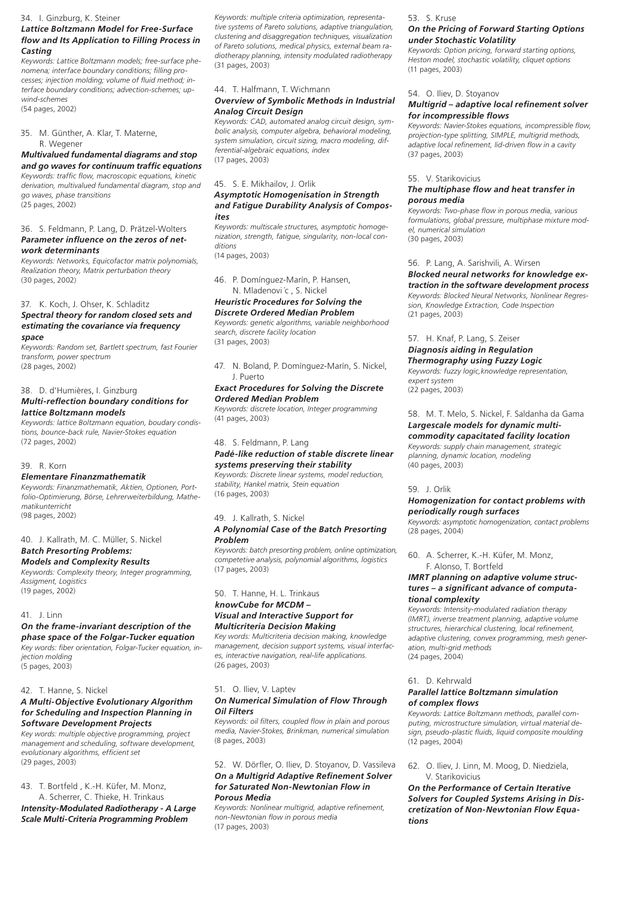34. I. Ginzburg, K. Steiner
***Lattice Boltzmann Model for Free-Surface flow and Its Application to Filling Process in Casting***
*Keywords: Lattice Boltzmann models; free-surface phenomena; interface boundary conditions; filling processes; injection molding; volume of fluid method; interface boundary conditions; advection-schemes; upwind-schemes*
(54 pages, 2002)

35. M. Günther, A. Klar, T. Materne, R. Wegener
***Multivalued fundamental diagrams and stop and go waves for continuum traffic equations***
*Keywords: traffic flow, macroscopic equations, kinetic derivation, multivalued fundamental diagram, stop and go waves, phase transitions*
(25 pages, 2002)

36. S. Feldmann, P. Lang, D. Prätzel-Wolters
***Parameter influence on the zeros of network determinants***
*Keywords: Networks, Equicofactor matrix polynomials, Realization theory, Matrix perturbation theory*
(30 pages, 2002)

37. K. Koch, J. Ohser, K. Schladitz
***Spectral theory for random closed sets and estimating the covariance via frequency space***
*Keywords: Random set, Bartlett spectrum, fast Fourier transform, power spectrum*
(28 pages, 2002)

38. D. d'Humières, I. Ginzburg
***Multi-reflection boundary conditions for lattice Boltzmann models***
*Keywords: lattice Boltzmann equation, boudary condistions, bounce-back rule, Navier-Stokes equation*
(72 pages, 2002)

39. R. Korn
***Elementare Finanzmathematik***
*Keywords: Finanzmathematik, Aktien, Optionen, Portfolio-Optimierung, Börse, Lehrerweiterbildung, Mathematikunterricht*
(98 pages, 2002)

40. J. Kallrath, M. C. Müller, S. Nickel
***Batch Presorting Problems: Models and Complexity Results***
*Keywords: Complexity theory, Integer programming, Assigment, Logistics*
(19 pages, 2002)

41. J. Linn
***On the frame-invariant description of the phase space of the Folgar-Tucker equation***
*Key words: fiber orientation, Folgar-Tucker equation, injection molding*
(5 pages, 2003)

42. T. Hanne, S. Nickel
***A Multi-Objective Evolutionary Algorithm for Scheduling and Inspection Planning in Software Development Projects***
*Key words: multiple objective programming, project management and scheduling, software development, evolutionary algorithms, efficient set*
(29 pages, 2003)

43. T. Bortfeld , K.-H. Küfer, M. Monz, A. Scherrer, C. Thieke, H. Trinkaus
***Intensity-Modulated Radiotherapy - A Large Scale Multi-Criteria Programming Problem***
*Keywords: multiple criteria optimization, representative systems of Pareto solutions, adaptive triangulation, clustering and disaggregation techniques, visualization of Pareto solutions, medical physics, external beam radiotherapy planning, intensity modulated radiotherapy*
(31 pages, 2003)

44. T. Halfmann, T. Wichmann
***Overview of Symbolic Methods in Industrial Analog Circuit Design***
*Keywords: CAD, automated analog circuit design, symbolic analysis, computer algebra, behavioral modeling, system simulation, circuit sizing, macro modeling, differential-algebraic equations, index*
(17 pages, 2003)

45. S. E. Mikhailov, J. Orlik
***Asymptotic Homogenisation in Strength and Fatigue Durability Analysis of Composites***
*Keywords: multiscale structures, asymptotic homogenization, strength, fatigue, singularity, non-local conditions*
(14 pages, 2003)

46. P. Domínguez-Marín, P. Hansen, N. Mladenović , S. Nickel
***Heuristic Procedures for Solving the Discrete Ordered Median Problem***
*Keywords: genetic algorithms, variable neighborhood search, discrete facility location*
(31 pages, 2003)

47. N. Boland, P. Domínguez-Marín, S. Nickel, J. Puerto
***Exact Procedures for Solving the Discrete Ordered Median Problem***
*Keywords: discrete location, Integer programming*
(41 pages, 2003)

48. S. Feldmann, P. Lang
***Padé-like reduction of stable discrete linear systems preserving their stability***
*Keywords: Discrete linear systems, model reduction, stability, Hankel matrix, Stein equation*
(16 pages, 2003)

49. J. Kallrath, S. Nickel
***A Polynomial Case of the Batch Presorting Problem***
*Keywords: batch presorting problem, online optimization, competetive analysis, polynomial algorithms, logistics*
(17 pages, 2003)

50. T. Hanne, H. L. Trinkaus
***knowCube for MCDM – Visual and Interactive Support for Multicriteria Decision Making***
*Key words: Multicriteria decision making, knowledge management, decision support systems, visual interfaces, interactive navigation, real-life applications.*
(26 pages, 2003)

51. O. Iliev, V. Laptev
***On Numerical Simulation of Flow Through Oil Filters***
*Keywords: oil filters, coupled flow in plain and porous media, Navier-Stokes, Brinkman, numerical simulation*
(8 pages, 2003)

52. W. Dörfler, O. Iliev, D. Stoyanov, D. Vassileva
***On a Multigrid Adaptive Refinement Solver for Saturated Non-Newtonian Flow in Porous Media***
*Keywords: Nonlinear multigrid, adaptive refinement, non-Newtonian flow in porous media*
(17 pages, 2003)

53. S. Kruse
***On the Pricing of Forward Starting Options under Stochastic Volatility***
*Keywords: Option pricing, forward starting options, Heston model, stochastic volatility, cliquet options*
(11 pages, 2003)

54. O. Iliev, D. Stoyanov
***Multigrid – adaptive local refinement solver for incompressible flows***
*Keywords: Navier-Stokes equations, incompressible flow, projection-type splitting, SIMPLE, multigrid methods, adaptive local refinement, lid-driven flow in a cavity*
(37 pages, 2003)

55. V. Starikovicius
***The multiphase flow and heat transfer in porous media***
*Keywords: Two-phase flow in porous media, various formulations, global pressure, multiphase mixture model, numerical simulation*
(30 pages, 2003)

56. P. Lang, A. Sarishvili, A. Wirsen
***Blocked neural networks for knowledge extraction in the software development process***
*Keywords: Blocked Neural Networks, Nonlinear Regression, Knowledge Extraction, Code Inspection*
(21 pages, 2003)

57. H. Knaf, P. Lang, S. Zeiser
***Diagnosis aiding in Regulation Thermography using Fuzzy Logic***
*Keywords: fuzzy logic,knowledge representation, expert system*
(22 pages, 2003)

58. M. T. Melo, S. Nickel, F. Saldanha da Gama
***Largescale models for dynamic multicommodity capacitated facility location***
*Keywords: supply chain management, strategic planning, dynamic location, modeling*
(40 pages, 2003)

59. J. Orlik
***Homogenization for contact problems with periodically rough surfaces***
*Keywords: asymptotic homogenization, contact problems*
(28 pages, 2004)

60. A. Scherrer, K.-H. Küfer, M. Monz, F. Alonso, T. Bortfeld
***IMRT planning on adaptive volume structures – a significant advance of computational complexity***
*Keywords: Intensity-modulated radiation therapy (IMRT), inverse treatment planning, adaptive volume structures, hierarchical clustering, local refinement, adaptive clustering, convex programming, mesh generation, multi-grid methods*
(24 pages, 2004)

61. D. Kehrwald
***Parallel lattice Boltzmann simulation of complex flows***
*Keywords: Lattice Boltzmann methods, parallel computing, microstructure simulation, virtual material design, pseudo-plastic fluids, liquid composite moulding*
(12 pages, 2004)

62. O. Iliev, J. Linn, M. Moog, D. Niedziela, V. Starikovicius
***On the Performance of Certain Iterative Solvers for Coupled Systems Arising in Discretization of Non-Newtonian Flow Equations***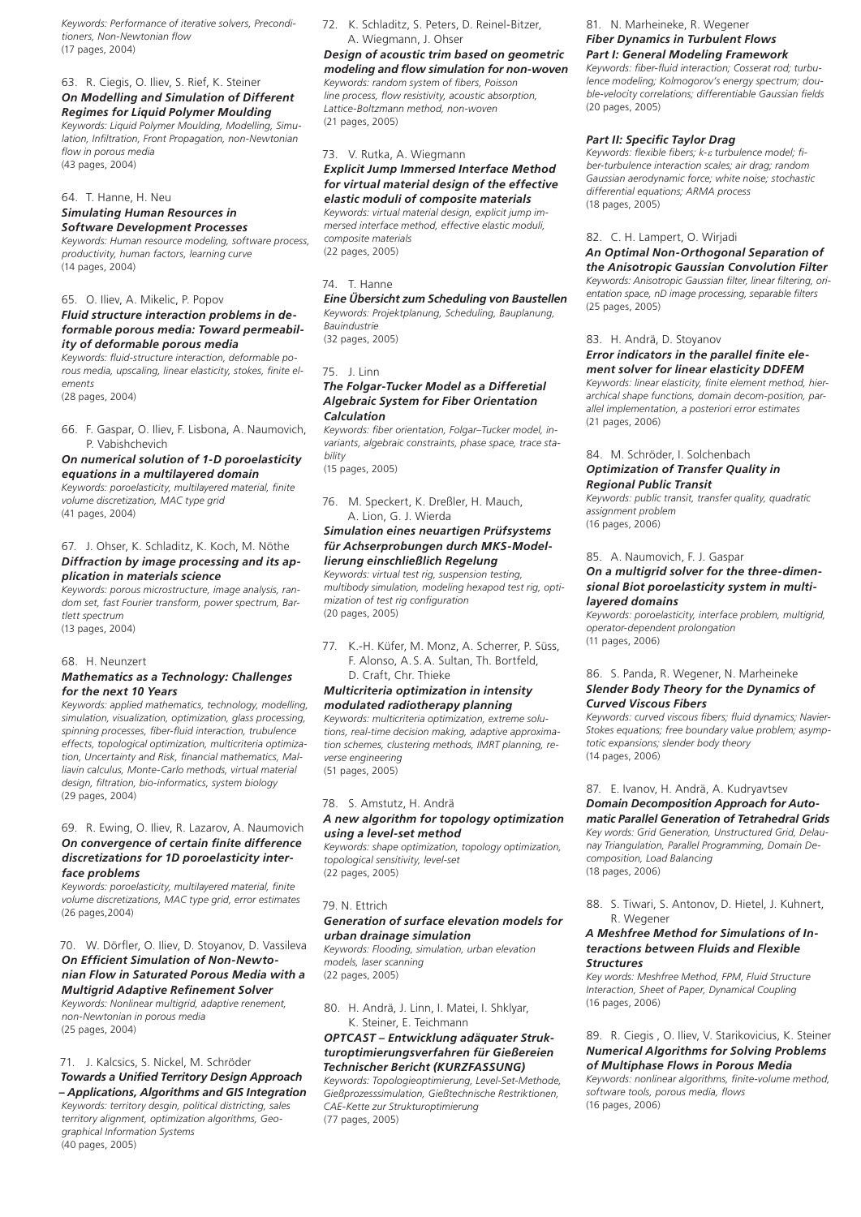*Keywords: Performance of iterative solvers, Preconditioners, Non-Newtonian flow*
(17 pages, 2004)

63. R. Ciegis, O. Iliev, S. Rief, K. Steiner
***On Modelling and Simulation of Different Regimes for Liquid Polymer Moulding***
*Keywords: Liquid Polymer Moulding, Modelling, Simulation, Infiltration, Front Propagation, non-Newtonian flow in porous media*
(43 pages, 2004)

64. T. Hanne, H. Neu
***Simulating Human Resources in Software Development Processes***
*Keywords: Human resource modeling, software process, productivity, human factors, learning curve*
(14 pages, 2004)

65. O. Iliev, A. Mikelic, P. Popov
***Fluid structure interaction problems in deformable porous media: Toward permeability of deformable porous media***
*Keywords: fluid-structure interaction, deformable porous media, upscaling, linear elasticity, stokes, finite elements*
(28 pages, 2004)

66. F. Gaspar, O. Iliev, F. Lisbona, A. Naumovich, P. Vabishchevich
***On numerical solution of 1-D poroelasticity equations in a multilayered domain***
*Keywords: poroelasticity, multilayered material, finite volume discretization, MAC type grid*
(41 pages, 2004)

67. J. Ohser, K. Schladitz, K. Koch, M. Nöthe
***Diffraction by image processing and its application in materials science***
*Keywords: porous microstructure, image analysis, random set, fast Fourier transform, power spectrum, Bartlett spectrum*
(13 pages, 2004)

68. H. Neunzert
***Mathematics as a Technology: Challenges for the next 10 Years***
*Keywords: applied mathematics, technology, modelling, simulation, visualization, optimization, glass processing, spinning processes, fiber-fluid interaction, trubulence effects, topological optimization, multicriteria optimization, Uncertainty and Risk, financial mathematics, Malliavin calculus, Monte-Carlo methods, virtual material design, filtration, bio-informatics, system biology*
(29 pages, 2004)

69. R. Ewing, O. Iliev, R. Lazarov, A. Naumovich
***On convergence of certain finite difference discretizations for 1D poroelasticity interface problems***
*Keywords: poroelasticity, multilayered material, finite volume discretizations, MAC type grid, error estimates*
(26 pages,2004)

70. W. Dörfler, O. Iliev, D. Stoyanov, D. Vassileva
***On Efficient Simulation of Non-Newtonian Flow in Saturated Porous Media with a Multigrid Adaptive Refinement Solver***
*Keywords: Nonlinear multigrid, adaptive renement, non-Newtonian in porous media*
(25 pages, 2004)

71. J. Kalcsics, S. Nickel, M. Schröder
***Towards a Unified Territory Design Approach – Applications, Algorithms and GIS Integration***
*Keywords: territory desgin, political districting, sales territory alignment, optimization algorithms, Geographical Information Systems*
(40 pages, 2005)

72. K. Schladitz, S. Peters, D. Reinel-Bitzer, A. Wiegmann, J. Ohser
***Design of acoustic trim based on geometric modeling and flow simulation for non-woven***
*Keywords: random system of fibers, Poisson line process, flow resistivity, acoustic absorption, Lattice-Boltzmann method, non-woven*
(21 pages, 2005)

73. V. Rutka, A. Wiegmann
***Explicit Jump Immersed Interface Method for virtual material design of the effective elastic moduli of composite materials***
*Keywords: virtual material design, explicit jump immersed interface method, effective elastic moduli, composite materials*
(22 pages, 2005)

74. T. Hanne
***Eine Übersicht zum Scheduling von Baustellen***
*Keywords: Projektplanung, Scheduling, Bauplanung, Bauindustrie*
(32 pages, 2005)

75. J. Linn
***The Folgar-Tucker Model as a Differetial Algebraic System for Fiber Orientation Calculation***
*Keywords: fiber orientation, Folgar–Tucker model, invariants, algebraic constraints, phase space, trace stability*
(15 pages, 2005)

76. M. Speckert, K. Dreßler, H. Mauch, A. Lion, G. J. Wierda
***Simulation eines neuartigen Prüfsystems für Achserprobungen durch MKS-Modellierung einschließlich Regelung***
*Keywords: virtual test rig, suspension testing, multibody simulation, modeling hexapod test rig, optimization of test rig configuration*
(20 pages, 2005)

77. K.-H. Küfer, M. Monz, A. Scherrer, P. Süss, F. Alonso, A. S. A. Sultan, Th. Bortfeld, D. Craft, Chr. Thieke
***Multicriteria optimization in intensity modulated radiotherapy planning***
*Keywords: multicriteria optimization, extreme solutions, real-time decision making, adaptive approximation schemes, clustering methods, IMRT planning, reverse engineering*
(51 pages, 2005)

78. S. Amstutz, H. Andrä
***A new algorithm for topology optimization using a level-set method***
*Keywords: shape optimization, topology optimization, topological sensitivity, level-set*
(22 pages, 2005)

79. N. Ettrich
***Generation of surface elevation models for urban drainage simulation***
*Keywords: Flooding, simulation, urban elevation models, laser scanning*
(22 pages, 2005)

80. H. Andrä, J. Linn, I. Matei, I. Shklyar, K. Steiner, E. Teichmann
***OPTCAST – Entwicklung adäquater Strukturoptimierungsverfahren für Gießereien Technischer Bericht (KURZFASSUNG)***
*Keywords: Topologieoptimierung, Level-Set-Methode, Gießprozesssimulation, Gießtechnische Restriktionen, CAE-Kette zur Strukturoptimierung*
(77 pages, 2005)

81. N. Marheineke, R. Wegener
***Fiber Dynamics in Turbulent Flows***
***Part I: General Modeling Framework***
*Keywords: fiber-fluid interaction; Cosserat rod; turbulence modeling; Kolmogorov's energy spectrum; double-velocity correlations; differentiable Gaussian fields*
(20 pages, 2005)

***Part II: Specific Taylor Drag***
*Keywords: flexible fibers; k-ε turbulence model; fiber-turbulence interaction scales; air drag; random Gaussian aerodynamic force; white noise; stochastic differential equations; ARMA process*
(18 pages, 2005)

82. C. H. Lampert, O. Wirjadi
***An Optimal Non-Orthogonal Separation of the Anisotropic Gaussian Convolution Filter***
*Keywords: Anisotropic Gaussian filter, linear filtering, orientation space, nD image processing, separable filters*
(25 pages, 2005)

83. H. Andrä, D. Stoyanov
***Error indicators in the parallel finite element solver for linear elasticity DDFEM***
*Keywords: linear elasticity, finite element method, hierarchical shape functions, domain decom-position, parallel implementation, a posteriori error estimates*
(21 pages, 2006)

84. M. Schröder, I. Solchenbach
***Optimization of Transfer Quality in Regional Public Transit***
*Keywords: public transit, transfer quality, quadratic assignment problem*
(16 pages, 2006)

85. A. Naumovich, F. J. Gaspar
***On a multigrid solver for the three-dimensional Biot poroelasticity system in multilayered domains***
*Keywords: poroelasticity, interface problem, multigrid, operator-dependent prolongation*
(11 pages, 2006)

86. S. Panda, R. Wegener, N. Marheineke
***Slender Body Theory for the Dynamics of Curved Viscous Fibers***
*Keywords: curved viscous fibers; fluid dynamics; Navier-Stokes equations; free boundary value problem; asymptotic expansions; slender body theory*
(14 pages, 2006)

87. E. Ivanov, H. Andrä, A. Kudryavtsev
***Domain Decomposition Approach for Automatic Parallel Generation of Tetrahedral Grids***
*Key words: Grid Generation, Unstructured Grid, Delaunay Triangulation, Parallel Programming, Domain Decomposition, Load Balancing*
(18 pages, 2006)

88. S. Tiwari, S. Antonov, D. Hietel, J. Kuhnert, R. Wegener
***A Meshfree Method for Simulations of Interactions between Fluids and Flexible Structures***
*Key words: Meshfree Method, FPM, Fluid Structure Interaction, Sheet of Paper, Dynamical Coupling*
(16 pages, 2006)

89. R. Ciegis , O. Iliev, V. Starikovicius, K. Steiner
***Numerical Algorithms for Solving Problems of Multiphase Flows in Porous Media***
*Keywords: nonlinear algorithms, finite-volume method, software tools, porous media, flows*
(16 pages, 2006)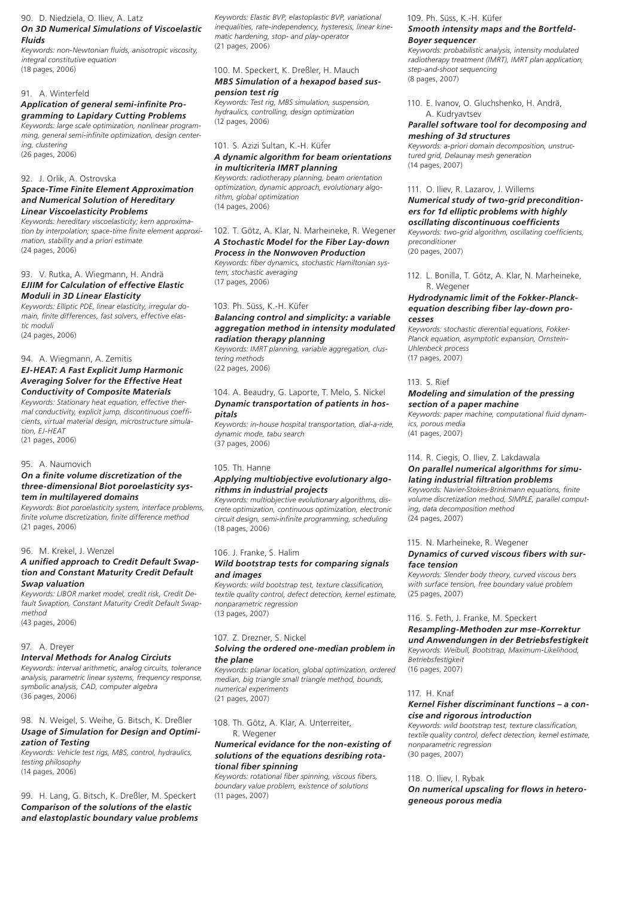90. D. Niedziela, O. Iliev, A. Latz
***On 3D Numerical Simulations of Viscoelastic Fluids***
*Keywords: non-Newtonian fluids, anisotropic viscosity, integral constitutive equation*
(18 pages, 2006)

91. A. Winterfeld
***Application of general semi-infinite Programming to Lapidary Cutting Problems***
*Keywords: large scale optimization, nonlinear programming, general semi-infinite optimization, design centering, clustering*
(26 pages, 2006)

92. J. Orlik, A. Ostrovska
***Space-Time Finite Element Approximation and Numerical Solution of Hereditary Linear Viscoelasticity Problems***
*Keywords: hereditary viscoelasticity; kern approximation by interpolation; space-time finite element approximation, stability and a priori estimate*
(24 pages, 2006)

93. V. Rutka, A. Wiegmann, H. Andrä
***EJIIM for Calculation of effective Elastic Moduli in 3D Linear Elasticity***
*Keywords: Elliptic PDE, linear elasticity, irregular domain, finite differences, fast solvers, effective elastic moduli*
(24 pages, 2006)

94. A. Wiegmann, A. Zemitis
***EJ-HEAT: A Fast Explicit Jump Harmonic Averaging Solver for the Effective Heat Conductivity of Composite Materials***
*Keywords: Stationary heat equation, effective thermal conductivity, explicit jump, discontinuous coefficients, virtual material design, microstructure simulation, EJ-HEAT*
(21 pages, 2006)

95. A. Naumovich
***On a finite volume discretization of the three-dimensional Biot poroelasticity system in multilayered domains***
*Keywords: Biot poroelasticity system, interface problems, finite volume discretization, finite difference method*
(21 pages, 2006)

96. M. Krekel, J. Wenzel
***A unified approach to Credit Default Swaption and Constant Maturity Credit Default Swap valuation***
*Keywords: LIBOR market model, credit risk, Credit Default Swaption, Constant Maturity Credit Default Swap-method*
(43 pages, 2006)

97. A. Dreyer
***Interval Methods for Analog Circiuts***
*Keywords: interval arithmetic, analog circuits, tolerance analysis, parametric linear systems, frequency response, symbolic analysis, CAD, computer algebra*
(36 pages, 2006)

98. N. Weigel, S. Weihe, G. Bitsch, K. Dreßler
***Usage of Simulation for Design and Optimization of Testing***
*Keywords: Vehicle test rigs, MBS, control, hydraulics, testing philosophy*
(14 pages, 2006)

99. H. Lang, G. Bitsch, K. Dreßler, M. Speckert
***Comparison of the solutions of the elastic and elastoplastic boundary value problems***
*Keywords: Elastic BVP, elastoplastic BVP, variational inequalities, rate-independency, hysteresis, linear kinematic hardening, stop- and play-operator*
(21 pages, 2006)

100. M. Speckert, K. Dreßler, H. Mauch
***MBS Simulation of a hexapod based suspension test rig***
*Keywords: Test rig, MBS simulation, suspension, hydraulics, controlling, design optimization*
(12 pages, 2006)

101. S. Azizi Sultan, K.-H. Küfer
***A dynamic algorithm for beam orientations in multicriteria IMRT planning***
*Keywords: radiotherapy planning, beam orientation optimization, dynamic approach, evolutionary algorithm, global optimization*
(14 pages, 2006)

102. T. Götz, A. Klar, N. Marheineke, R. Wegener
***A Stochastic Model for the Fiber Lay-down Process in the Nonwoven Production***
*Keywords: fiber dynamics, stochastic Hamiltonian system, stochastic averaging*
(17 pages, 2006)

103. Ph. Süss, K.-H. Küfer
***Balancing control and simplicity: a variable aggregation method in intensity modulated radiation therapy planning***
*Keywords: IMRT planning, variable aggregation, clustering methods*
(22 pages, 2006)

104. A. Beaudry, G. Laporte, T. Melo, S. Nickel
***Dynamic transportation of patients in hospitals***
*Keywords: in-house hospital transportation, dial-a-ride, dynamic mode, tabu search*
(37 pages, 2006)

105. Th. Hanne
***Applying multiobjective evolutionary algorithms in industrial projects***
*Keywords: multiobjective evolutionary algorithms, discrete optimization, continuous optimization, electronic circuit design, semi-infinite programming, scheduling*
(18 pages, 2006)

106. J. Franke, S. Halim
***Wild bootstrap tests for comparing signals and images***
*Keywords: wild bootstrap test, texture classification, textile quality control, defect detection, kernel estimate, nonparametric regression*
(13 pages, 2007)

107. Z. Drezner, S. Nickel
***Solving the ordered one-median problem in the plane***
*Keywords: planar location, global optimization, ordered median, big triangle small triangle method, bounds, numerical experiments*
(21 pages, 2007)

108. Th. Götz, A. Klar, A. Unterreiter, R. Wegener
***Numerical evidance for the non-existing of solutions of the equations desribing rotational fiber spinning***
*Keywords: rotational fiber spinning, viscous fibers, boundary value problem, existence of solutions*
(11 pages, 2007)

109. Ph. Süss, K.-H. Küfer
***Smooth intensity maps and the Bortfeld-Boyer sequencer***
*Keywords: probabilistic analysis, intensity modulated radiotherapy treatment (IMRT), IMRT plan application, step-and-shoot sequencing*
(8 pages, 2007)

110. E. Ivanov, O. Gluchshenko, H. Andrä, A. Kudryavtsev
***Parallel software tool for decomposing and meshing of 3d structures***
*Keywords: a-priori domain decomposition, unstructured grid, Delaunay mesh generation*
(14 pages, 2007)

111. O. Iliev, R. Lazarov, J. Willems
***Numerical study of two-grid preconditioners for 1d elliptic problems with highly oscillating discontinuous coefficients***
*Keywords: two-grid algorithm, oscillating coefficients, preconditioner*
(20 pages, 2007)

112. L. Bonilla, T. Götz, A. Klar, N. Marheineke, R. Wegener
***Hydrodynamic limit of the Fokker-Planck-equation describing fiber lay-down processes***
*Keywords: stochastic dierential equations, Fokker-Planck equation, asymptotic expansion, Ornstein-Uhlenbeck process*
(17 pages, 2007)

113. S. Rief
***Modeling and simulation of the pressing section of a paper machine***
*Keywords: paper machine, computational fluid dynamics, porous media*
(41 pages, 2007)

114. R. Ciegis, O. Iliev, Z. Lakdawala
***On parallel numerical algorithms for simulating industrial filtration problems***
*Keywords: Navier-Stokes-Brinkmann equations, finite volume discretization method, SIMPLE, parallel computing, data decomposition method*
(24 pages, 2007)

115. N. Marheineke, R. Wegener
***Dynamics of curved viscous fibers with surface tension***
*Keywords: Slender body theory, curved viscous bers with surface tension, free boundary value problem*
(25 pages, 2007)

116. S. Feth, J. Franke, M. Speckert
***Resampling-Methoden zur mse-Korrektur und Anwendungen in der Betriebsfestigkeit***
*Keywords: Weibull, Bootstrap, Maximum-Likelihood, Betriebsfestigkeit*
(16 pages, 2007)

117. H. Knaf
***Kernel Fisher discriminant functions – a concise and rigorous introduction***
*Keywords: wild bootstrap test, texture classification, textile quality control, defect detection, kernel estimate, nonparametric regression*
(30 pages, 2007)

118. O. Iliev, I. Rybak
***On numerical upscaling for flows in heterogeneous porous media***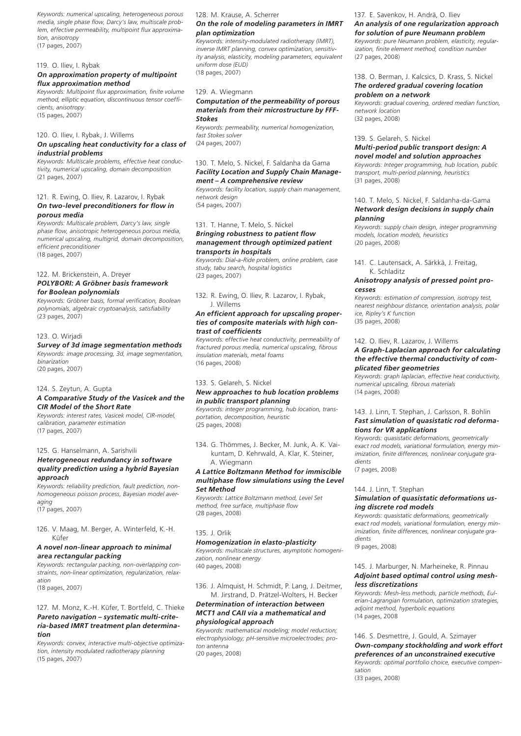*Keywords: numerical upscaling, heterogeneous porous media, single phase flow, Darcy's law, multiscale problem, effective permeability, multipoint flux approximation, anisotropy*
(17 pages, 2007)

119. O. Iliev, I. Rybak
***On approximation property of multipoint flux approximation method***
*Keywords: Multipoint flux approximation, finite volume method, elliptic equation, discontinuous tensor coefficients, anisotropy*
(15 pages, 2007)

120. O. Iliev, I. Rybak, J. Willems
***On upscaling heat conductivity for a class of industrial problems***
*Keywords: Multiscale problems, effective heat conductivity, numerical upscaling, domain decomposition*
(21 pages, 2007)

121. R. Ewing, O. Iliev, R. Lazarov, I. Rybak
***On two-level preconditioners for flow in porous media***
*Keywords: Multiscale problem, Darcy's law, single phase flow, anisotropic heterogeneous porous media, numerical upscaling, multigrid, domain decomposition, efficient preconditioner*
(18 pages, 2007)

122. M. Brickenstein, A. Dreyer
***POLYBORI: A Gröbner basis framework for Boolean polynomials***
*Keywords: Gröbner basis, formal verification, Boolean polynomials, algebraic cryptoanalysis, satisfiability*
(23 pages, 2007)

123. O. Wirjadi
***Survey of 3d image segmentation methods***
*Keywords: image processing, 3d, image segmentation, binarization*
(20 pages, 2007)

124. S. Zeytun, A. Gupta
***A Comparative Study of the Vasicek and the CIR Model of the Short Rate***
*Keywords: interest rates, Vasicek model, CIR-model, calibration, parameter estimation*
(17 pages, 2007)

125. G. Hanselmann, A. Sarishvili
***Heterogeneous redundancy in software quality prediction using a hybrid Bayesian approach***
*Keywords: reliability prediction, fault prediction, non-homogeneous poisson process, Bayesian model averaging*
(17 pages, 2007)

126. V. Maag, M. Berger, A. Winterfeld, K.-H. Küfer
***A novel non-linear approach to minimal area rectangular packing***
*Keywords: rectangular packing, non-overlapping constraints, non-linear optimization, regularization, relaxation*
(18 pages, 2007)

127. M. Monz, K.-H. Küfer, T. Bortfeld, C. Thieke
***Pareto navigation – systematic multi-criteria-based IMRT treatment plan determination***
*Keywords: convex, interactive multi-objective optimization, intensity modulated radiotherapy planning*
(15 pages, 2007)

128. M. Krause, A. Scherrer
***On the role of modeling parameters in IMRT plan optimization***
*Keywords: intensity-modulated radiotherapy (IMRT), inverse IMRT planning, convex optimization, sensitivity analysis, elasticity, modeling parameters, equivalent uniform dose (EUD)*
(18 pages, 2007)

129. A. Wiegmann
***Computation of the permeability of porous materials from their microstructure by FFF-Stokes***
*Keywords: permeability, numerical homogenization, fast Stokes solver*
(24 pages, 2007)

130. T. Melo, S. Nickel, F. Saldanha da Gama
***Facility Location and Supply Chain Management – A comprehensive review***
*Keywords: facility location, supply chain management, network design*
(54 pages, 2007)

131. T. Hanne, T. Melo, S. Nickel
***Bringing robustness to patient flow management through optimized patient transports in hospitals***
*Keywords: Dial-a-Ride problem, online problem, case study, tabu search, hospital logistics*
(23 pages, 2007)

132. R. Ewing, O. Iliev, R. Lazarov, I. Rybak, J. Willems
***An efficient approach for upscaling properties of composite materials with high contrast of coefficients***
*Keywords: effective heat conductivity, permeability of fractured porous media, numerical upscaling, fibrous insulation materials, metal foams*
(16 pages, 2008)

133. S. Gelareh, S. Nickel
***New approaches to hub location problems in public transport planning***
*Keywords: integer programming, hub location, transportation, decomposition, heuristic*
(25 pages, 2008)

134. G. Thömmes, J. Becker, M. Junk, A. K. Vaikuntam, D. Kehrwald, A. Klar, K. Steiner, A. Wiegmann
***A Lattice Boltzmann Method for immiscible multiphase flow simulations using the Level Set Method***
*Keywords: Lattice Boltzmann method, Level Set method, free surface, multiphase flow*
(28 pages, 2008)

135. J. Orlik
***Homogenization in elasto-plasticity***
*Keywords: multiscale structures, asymptotic homogenization, nonlinear energy*
(40 pages, 2008)

136. J. Almquist, H. Schmidt, P. Lang, J. Deitmer, M. Jirstrand, D. Prätzel-Wolters, H. Becker
***Determination of interaction between MCT1 and CAII via a mathematical and physiological approach***
*Keywords: mathematical modeling; model reduction; electrophysiology; pH-sensitive microelectrodes; proton antenna*
(20 pages, 2008)

137. E. Savenkov, H. Andrä, O. Iliev
***An analysis of one regularization approach for solution of pure Neumann problem***
*Keywords: pure Neumann problem, elasticity, regularization, finite element method, condition number*
(27 pages, 2008)

138. O. Berman, J. Kalcsics, D. Krass, S. Nickel
***The ordered gradual covering location problem on a network***
*Keywords: gradual covering, ordered median function, network location*
(32 pages, 2008)

139. S. Gelareh, S. Nickel
***Multi-period public transport design: A novel model and solution approaches***
*Keywords: Integer programming, hub location, public transport, multi-period planning, heuristics*
(31 pages, 2008)

140. T. Melo, S. Nickel, F. Saldanha-da-Gama
***Network design decisions in supply chain planning***
*Keywords: supply chain design, integer programming models, location models, heuristics*
(20 pages, 2008)

141. C. Lautensack, A. Särkkä, J. Freitag, K. Schladitz
***Anisotropy analysis of pressed point processes***
*Keywords: estimation of compression, isotropy test, nearest neighbour distance, orientation analysis, polar ice, Ripley's K function*
(35 pages, 2008)

142. O. Iliev, R. Lazarov, J. Willems
***A Graph-Laplacian approach for calculating the effective thermal conductivity of complicated fiber geometries***
*Keywords: graph laplacian, effective heat conductivity, numerical upscaling, fibrous materials*
(14 pages, 2008)

143. J. Linn, T. Stephan, J. Carlsson, R. Bohlin
***Fast simulation of quasistatic rod deformations for VR applications***
*Keywords: quasistatic deformations, geometrically exact rod models, variational formulation, energy minimization, finite differences, nonlinear conjugate gradients*
(7 pages, 2008)

144. J. Linn, T. Stephan
***Simulation of quasistatic deformations using discrete rod models***
*Keywords: quasistatic deformations, geometrically exact rod models, variational formulation, energy minimization, finite differences, nonlinear conjugate gradients*
(9 pages, 2008)

145. J. Marburger, N. Marheineke, R. Pinnau
***Adjoint based optimal control using meshless discretizations***
*Keywords: Mesh-less methods, particle methods, Eulerian-Lagrangian formulation, optimization strategies, adjoint method, hyperbolic equations*
(14 pages, 2008

146. S. Desmettre, J. Gould, A. Szimayer
***Own-company stockholding and work effort preferences of an unconstrained executive***
*Keywords: optimal portfolio choice, executive compensation*
(33 pages, 2008)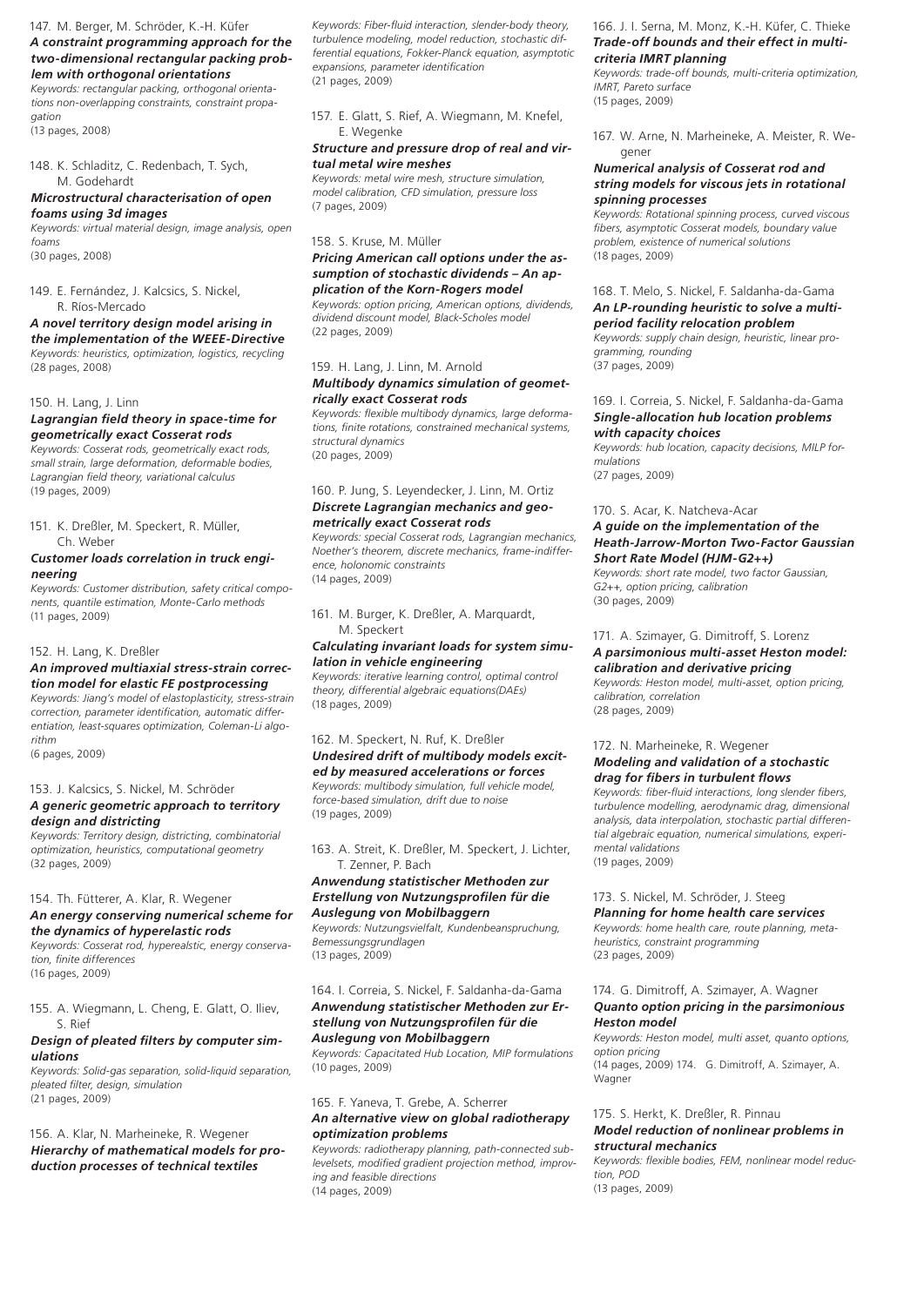147. M. Berger, M. Schröder, K.-H. Küfer
***A constraint programming approach for the two-dimensional rectangular packing problem with orthogonal orientations***
*Keywords: rectangular packing, orthogonal orientations non-overlapping constraints, constraint propagation*
(13 pages, 2008)

148. K. Schladitz, C. Redenbach, T. Sych, M. Godehardt
***Microstructural characterisation of open foams using 3d images***
*Keywords: virtual material design, image analysis, open foams*
(30 pages, 2008)

149. E. Fernández, J. Kalcsics, S. Nickel, R. Ríos-Mercado
***A novel territory design model arising in the implementation of the WEEE-Directive***
*Keywords: heuristics, optimization, logistics, recycling*
(28 pages, 2008)

150. H. Lang, J. Linn
***Lagrangian field theory in space-time for geometrically exact Cosserat rods***
*Keywords: Cosserat rods, geometrically exact rods, small strain, large deformation, deformable bodies, Lagrangian field theory, variational calculus*
(19 pages, 2009)

151. K. Dreßler, M. Speckert, R. Müller, Ch. Weber
***Customer loads correlation in truck engineering***
*Keywords: Customer distribution, safety critical components, quantile estimation, Monte-Carlo methods*
(11 pages, 2009)

152. H. Lang, K. Dreßler
***An improved multiaxial stress-strain correction model for elastic FE postprocessing***
*Keywords: Jiang's model of elastoplasticity, stress-strain correction, parameter identification, automatic differentiation, least-squares optimization, Coleman-Li algorithm*
(6 pages, 2009)

153. J. Kalcsics, S. Nickel, M. Schröder
***A generic geometric approach to territory design and districting***
*Keywords: Territory design, districting, combinatorial optimization, heuristics, computational geometry*
(32 pages, 2009)

154. Th. Fütterer, A. Klar, R. Wegener
***An energy conserving numerical scheme for the dynamics of hyperelastic rods***
*Keywords: Cosserat rod, hyperealstic, energy conservation, finite differences*
(16 pages, 2009)

155. A. Wiegmann, L. Cheng, E. Glatt, O. Iliev, S. Rief
***Design of pleated filters by computer simulations***
*Keywords: Solid-gas separation, solid-liquid separation, pleated filter, design, simulation*
(21 pages, 2009)

156. A. Klar, N. Marheineke, R. Wegener
***Hierarchy of mathematical models for production processes of technical textiles***
*Keywords: Fiber-fluid interaction, slender-body theory, turbulence modeling, model reduction, stochastic differential equations, Fokker-Planck equation, asymptotic expansions, parameter identification*
(21 pages, 2009)

157. E. Glatt, S. Rief, A. Wiegmann, M. Knefel, E. Wegenke
***Structure and pressure drop of real and virtual metal wire meshes***
*Keywords: metal wire mesh, structure simulation, model calibration, CFD simulation, pressure loss*
(7 pages, 2009)

158. S. Kruse, M. Müller
***Pricing American call options under the assumption of stochastic dividends – An application of the Korn-Rogers model***
*Keywords: option pricing, American options, dividends, dividend discount model, Black-Scholes model*
(22 pages, 2009)

159. H. Lang, J. Linn, M. Arnold
***Multibody dynamics simulation of geometrically exact Cosserat rods***
*Keywords: flexible multibody dynamics, large deformations, finite rotations, constrained mechanical systems, structural dynamics*
(20 pages, 2009)

160. P. Jung, S. Leyendecker, J. Linn, M. Ortiz
***Discrete Lagrangian mechanics and geometrically exact Cosserat rods***
*Keywords: special Cosserat rods, Lagrangian mechanics, Noether's theorem, discrete mechanics, frame-indifference, holonomic constraints*
(14 pages, 2009)

161. M. Burger, K. Dreßler, A. Marquardt, M. Speckert
***Calculating invariant loads for system simulation in vehicle engineering***
*Keywords: iterative learning control, optimal control theory, differential algebraic equations(DAEs)*
(18 pages, 2009)

162. M. Speckert, N. Ruf, K. Dreßler
***Undesired drift of multibody models excited by measured accelerations or forces***
*Keywords: multibody simulation, full vehicle model, force-based simulation, drift due to noise*
(19 pages, 2009)

163. A. Streit, K. Dreßler, M. Speckert, J. Lichter, T. Zenner, P. Bach
***Anwendung statistischer Methoden zur Erstellung von Nutzungsprofilen für die Auslegung von Mobilbaggern***
*Keywords: Nutzungsvielfalt, Kundenbeanspruchung, Bemessungsgrundlagen*
(13 pages, 2009)

164. I. Correia, S. Nickel, F. Saldanha-da-Gama
***Anwendung statistischer Methoden zur Erstellung von Nutzungsprofilen für die Auslegung von Mobilbaggern***
*Keywords: Capacitated Hub Location, MIP formulations*
(10 pages, 2009)

165. F. Yaneva, T. Grebe, A. Scherrer
***An alternative view on global radiotherapy optimization problems***
*Keywords: radiotherapy planning, path-connected sublevelsets, modified gradient projection method, improving and feasible directions*
(14 pages, 2009)

166. J. I. Serna, M. Monz, K.-H. Küfer, C. Thieke
***Trade-off bounds and their effect in multi-criteria IMRT planning***
*Keywords: trade-off bounds, multi-criteria optimization, IMRT, Pareto surface*
(15 pages, 2009)

167. W. Arne, N. Marheineke, A. Meister, R. Wegener
***Numerical analysis of Cosserat rod and string models for viscous jets in rotational spinning processes***
*Keywords: Rotational spinning process, curved viscous fibers, asymptotic Cosserat models, boundary value problem, existence of numerical solutions*
(18 pages, 2009)

168. T. Melo, S. Nickel, F. Saldanha-da-Gama
***An LP-rounding heuristic to solve a multi-period facility relocation problem***
*Keywords: supply chain design, heuristic, linear programming, rounding*
(37 pages, 2009)

169. I. Correia, S. Nickel, F. Saldanha-da-Gama
***Single-allocation hub location problems with capacity choices***
*Keywords: hub location, capacity decisions, MILP formulations*
(27 pages, 2009)

170. S. Acar, K. Natcheva-Acar
***A guide on the implementation of the Heath-Jarrow-Morton Two-Factor Gaussian Short Rate Model (HJM-G2++)***
*Keywords: short rate model, two factor Gaussian, G2++, option pricing, calibration*
(30 pages, 2009)

171. A. Szimayer, G. Dimitroff, S. Lorenz
***A parsimonious multi-asset Heston model: calibration and derivative pricing***
*Keywords: Heston model, multi-asset, option pricing, calibration, correlation*
(28 pages, 2009)

172. N. Marheineke, R. Wegener
***Modeling and validation of a stochastic drag for fibers in turbulent flows***
*Keywords: fiber-fluid interactions, long slender fibers, turbulence modelling, aerodynamic drag, dimensional analysis, data interpolation, stochastic partial differential algebraic equation, numerical simulations, experimental validations*
(19 pages, 2009)

173. S. Nickel, M. Schröder, J. Steeg
***Planning for home health care services***
*Keywords: home health care, route planning, metaheuristics, constraint programming*
(23 pages, 2009)

174. G. Dimitroff, A. Szimayer, A. Wagner
***Quanto option pricing in the parsimonious Heston model***
*Keywords: Heston model, multi asset, quanto options, option pricing*
(14 pages, 2009) 174. G. Dimitroff, A. Szimayer, A. Wagner

175. S. Herkt, K. Dreßler, R. Pinnau
***Model reduction of nonlinear problems in structural mechanics***
*Keywords: flexible bodies, FEM, nonlinear model reduction, POD*
(13 pages, 2009)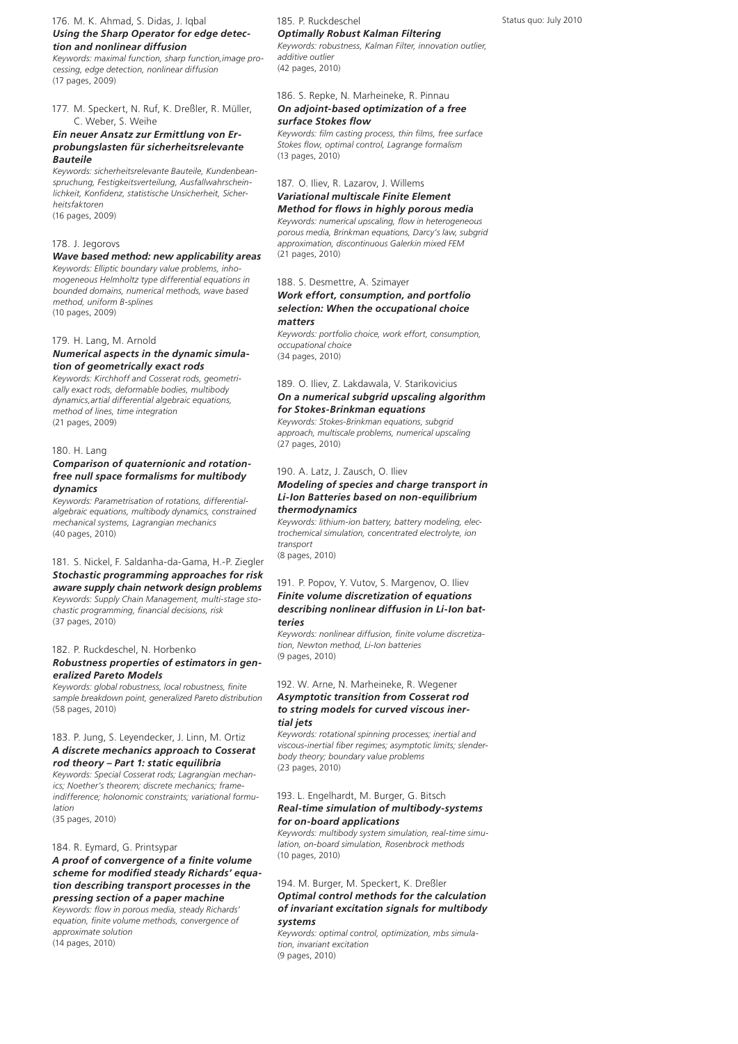176. M. K. Ahmad, S. Didas, J. Iqbal
***Using the Sharp Operator for edge detection and nonlinear diffusion***
*Keywords: maximal function, sharp function,image processing, edge detection, nonlinear diffusion*
(17 pages, 2009)

177. M. Speckert, N. Ruf, K. Dreßler, R. Müller, C. Weber, S. Weihe
***Ein neuer Ansatz zur Ermittlung von Erprobungslasten für sicherheitsrelevante Bauteile***
*Keywords: sicherheitsrelevante Bauteile, Kundenbeanspruchung, Festigkeitsverteilung, Ausfallwahrscheinlichkeit, Konfidenz, statistische Unsicherheit, Sicherheitsfaktoren*
(16 pages, 2009)

178. J. Jegorovs
***Wave based method: new applicability areas***
*Keywords: Elliptic boundary value problems, inhomogeneous Helmholtz type differential equations in bounded domains, numerical methods, wave based method, uniform B-splines*
(10 pages, 2009)

179. H. Lang, M. Arnold
***Numerical aspects in the dynamic simulation of geometrically exact rods***
*Keywords: Kirchhoff and Cosserat rods, geometrically exact rods, deformable bodies, multibody dynamics,artial differential algebraic equations, method of lines, time integration*
(21 pages, 2009)

180. H. Lang
***Comparison of quaternionic and rotation-free null space formalisms for multibody dynamics***
*Keywords: Parametrisation of rotations, differential-algebraic equations, multibody dynamics, constrained mechanical systems, Lagrangian mechanics*
(40 pages, 2010)

181. S. Nickel, F. Saldanha-da-Gama, H.-P. Ziegler
***Stochastic programming approaches for risk aware supply chain network design problems***
*Keywords: Supply Chain Management, multi-stage stochastic programming, financial decisions, risk*
(37 pages, 2010)

182. P. Ruckdeschel, N. Horbenko
***Robustness properties of estimators in generalized Pareto Models***
*Keywords: global robustness, local robustness, finite sample breakdown point, generalized Pareto distribution*
(58 pages, 2010)

183. P. Jung, S. Leyendecker, J. Linn, M. Ortiz
***A discrete mechanics approach to Cosserat rod theory – Part 1: static equilibria***
*Keywords: Special Cosserat rods; Lagrangian mechanics; Noether's theorem; discrete mechanics; frame-indifference; holonomic constraints; variational formulation*
(35 pages, 2010)

184. R. Eymard, G. Printsypar
***A proof of convergence of a finite volume scheme for modified steady Richards' equation describing transport processes in the pressing section of a paper machine***
*Keywords: flow in porous media, steady Richards' equation, finite volume methods, convergence of approximate solution*
(14 pages, 2010)

185. P. Ruckdeschel
***Optimally Robust Kalman Filtering***
*Keywords: robustness, Kalman Filter, innovation outlier, additive outlier*
(42 pages, 2010)

186. S. Repke, N. Marheineke, R. Pinnau
***On adjoint-based optimization of a free surface Stokes flow***
*Keywords: film casting process, thin films, free surface Stokes flow, optimal control, Lagrange formalism*
(13 pages, 2010)

187. O. Iliev, R. Lazarov, J. Willems
***Variational multiscale Finite Element Method for flows in highly porous media***
*Keywords: numerical upscaling, flow in heterogeneous porous media, Brinkman equations, Darcy's law, subgrid approximation, discontinuous Galerkin mixed FEM*
(21 pages, 2010)

188. S. Desmettre, A. Szimayer
***Work effort, consumption, and portfolio selection: When the occupational choice matters***
*Keywords: portfolio choice, work effort, consumption, occupational choice*
(34 pages, 2010)

189. O. Iliev, Z. Lakdawala, V. Starikovicius
***On a numerical subgrid upscaling algorithm for Stokes-Brinkman equations***
*Keywords: Stokes-Brinkman equations, subgrid approach, multiscale problems, numerical upscaling*
(27 pages, 2010)

190. A. Latz, J. Zausch, O. Iliev
***Modeling of species and charge transport in Li-Ion Batteries based on non-equilibrium thermodynamics***
*Keywords: lithium-ion battery, battery modeling, electrochemical simulation, concentrated electrolyte, ion transport*
(8 pages, 2010)

191. P. Popov, Y. Vutov, S. Margenov, O. Iliev
***Finite volume discretization of equations describing nonlinear diffusion in Li-Ion batteries***
*Keywords: nonlinear diffusion, finite volume discretization, Newton method, Li-Ion batteries*
(9 pages, 2010)

192. W. Arne, N. Marheineke, R. Wegener
***Asymptotic transition from Cosserat rod to string models for curved viscous inertial jets***
*Keywords: rotational spinning processes; inertial and viscous-inertial fiber regimes; asymptotic limits; slender-body theory; boundary value problems*
(23 pages, 2010)

193. L. Engelhardt, M. Burger, G. Bitsch
***Real-time simulation of multibody-systems for on-board applications***
*Keywords: multibody system simulation, real-time simulation, on-board simulation, Rosenbrock methods*
(10 pages, 2010)

194. M. Burger, M. Speckert, K. Dreßler
***Optimal control methods for the calculation of invariant excitation signals for multibody systems***
*Keywords: optimal control, optimization, mbs simulation, invariant excitation*
(9 pages, 2010)

Status quo: July 2010